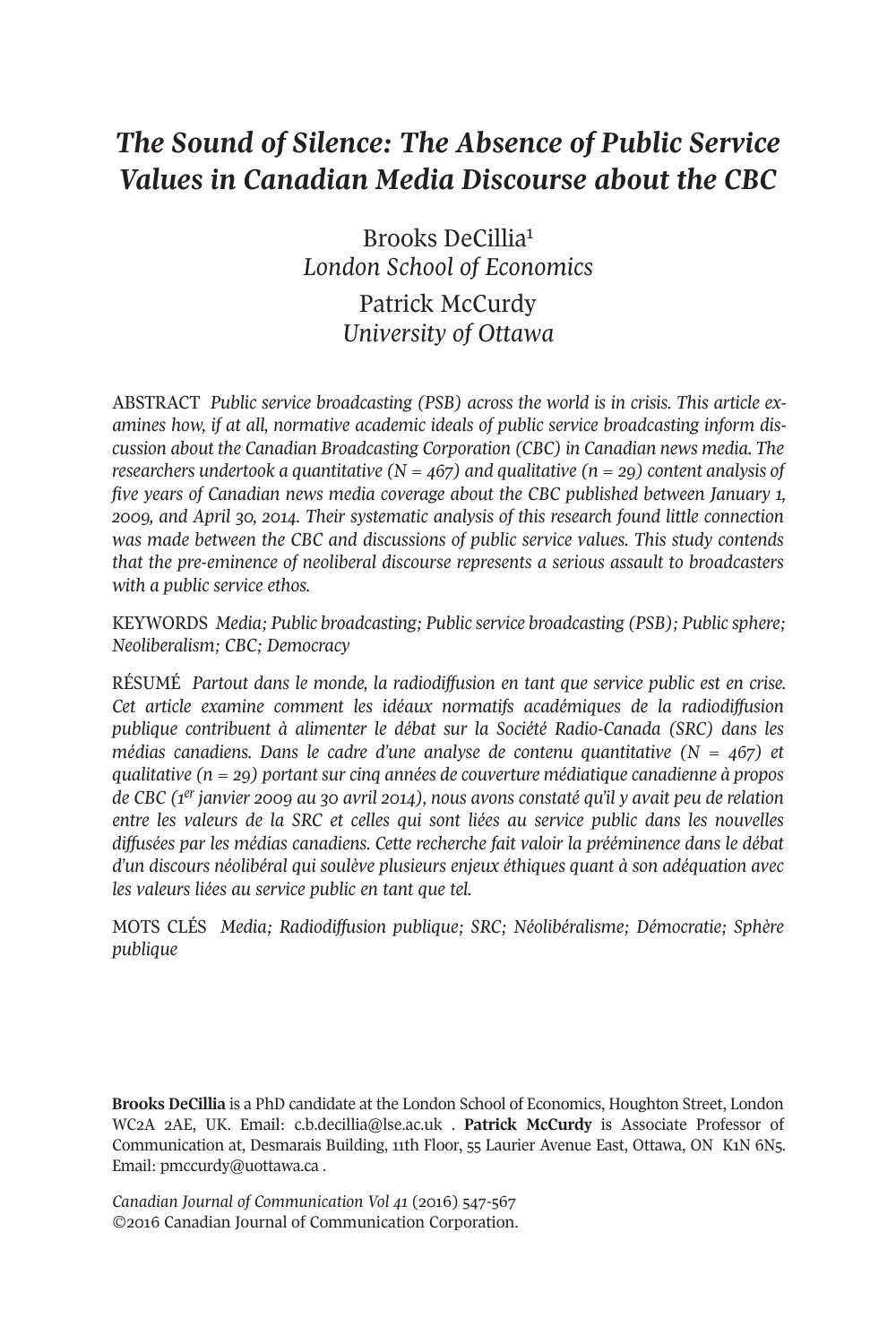# *The Sound of Silence: The Absence of Public Service Values in Canadian Media Discourse about the CBC*

Brooks DeCillia[1]
*London School of Economics*

Patrick McCurdy
*University of Ottawa*

ABSTRACT *Public service broadcasting (PSB) across the world is in crisis. This article examines how, if at all, normative academic ideals of public service broadcasting inform discussion about the Canadian Broadcasting Corporation (CBC) in Canadian news media. The researchers undertook a quantitative (N = 467) and qualitative (n = 29) content analysis of five years of Canadian news media coverage about the CBC published between January 1, 2009, and April 30, 2014. Their systematic analysis of this research found little connection was made between the CBC and discussions of public service values. This study contends that the pre-eminence of neoliberal discourse represents a serious assault to broadcasters with a public service ethos.*

KEYWORDS *Media; Public broadcasting; Public service broadcasting (PSB); Public sphere; Neoliberalism; CBC; Democracy*

RÉSUMÉ *Partout dans le monde, la radiodiffusion en tant que service public est en crise. Cet article examine comment les idéaux normatifs académiques de la radiodiffusion publique contribuent à alimenter le débat sur la Société Radio-Canada (SRC) dans les médias canadiens. Dans le cadre d'une analyse de contenu quantitative (N = 467) et qualitative (n = 29) portant sur cinq années de couverture médiatique canadienne à propos de CBC (1er janvier 2009 au 30 avril 2014), nous avons constaté qu'il y avait peu de relation entre les valeurs de la SRC et celles qui sont liées au service public dans les nouvelles diffusées par les médias canadiens. Cette recherche fait valoir la prééminence dans le débat d'un discours néolibéral qui soulève plusieurs enjeux éthiques quant à son adéquation avec les valeurs liées au service public en tant que tel.*

MOTS CLÉS *Media; Radiodiffusion publique; SRC; Néolibéralisme; Démocratie; Sphère publique*

**Brooks DeCillia** is a PhD candidate at the London School of Economics, Houghton Street, London WC2A 2AE, UK. Email: c.b.decillia@lse.ac.uk . **Patrick McCurdy** is Associate Professor of Communication at, Desmarais Building, 11th Floor, 55 Laurier Avenue East, Ottawa, ON K1N 6N5. Email: pmccurdy@uottawa.ca .

*Canadian Journal of Communication Vol 41* (2016) 547-567
©2016 Canadian Journal of Communication Corporation.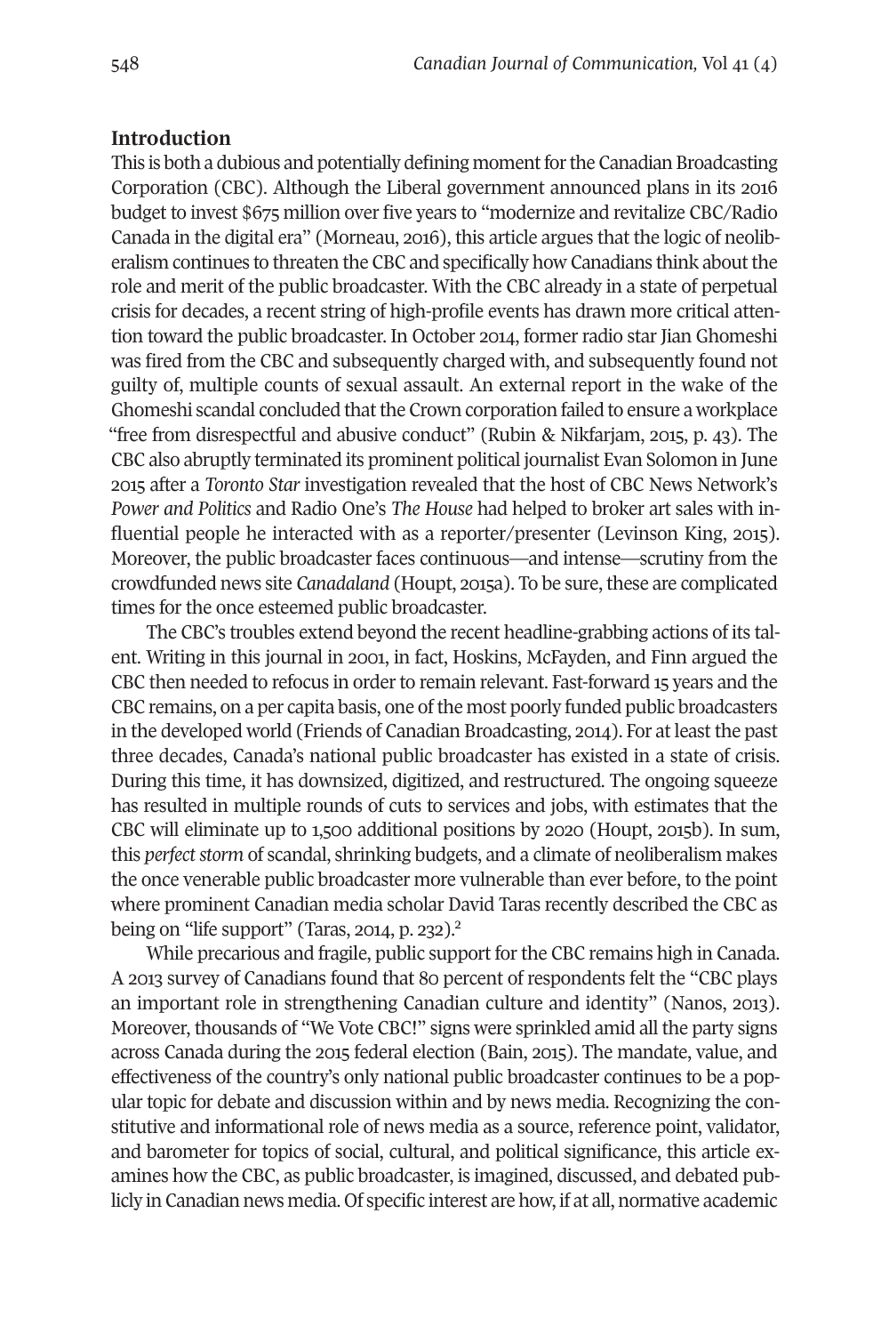## Introduction

This is both a dubious and potentially defining moment for the Canadian Broadcasting Corporation (CBC). Although the Liberal government announced plans in its 2016 budget to invest $675 million over five years to "modernize and revitalize CBC/Radio Canada in the digital era" (Morneau, 2016), this article argues that the logic of neoliberalism continues to threaten the CBC and specifically how Canadians think about the role and merit of the public broadcaster. With the CBC already in a state of perpetual crisis for decades, a recent string of high-profile events has drawn more critical attention toward the public broadcaster. In October 2014, former radio star Jian Ghomeshi was fired from the CBC and subsequently charged with, and subsequently found not guilty of, multiple counts of sexual assault. An external report in the wake of the Ghomeshi scandal concluded that the Crown corporation failed to ensure a workplace "free from disrespectful and abusive conduct" (Rubin & Nikfarjam, 2015, p. 43). The CBC also abruptly terminated its prominent political journalist Evan Solomon in June 2015 after a *Toronto Star* investigation revealed that the host of CBC News Network's *Power and Politics* and Radio One's *The House* had helped to broker art sales with influential people he interacted with as a reporter/presenter (Levinson King, 2015). Moreover, the public broadcaster faces continuous—and intense—scrutiny from the crowdfunded news site *Canadaland* (Houpt, 2015a). To be sure, these are complicated times for the once esteemed public broadcaster.

The CBC's troubles extend beyond the recent headline-grabbing actions of its talent. Writing in this journal in 2001, in fact, Hoskins, McFayden, and Finn argued the CBC then needed to refocus in order to remain relevant. Fast-forward 15 years and the CBC remains, on a per capita basis, one of the most poorly funded public broadcasters in the developed world (Friends of Canadian Broadcasting, 2014). For at least the past three decades, Canada's national public broadcaster has existed in a state of crisis. During this time, it has downsized, digitized, and restructured. The ongoing squeeze has resulted in multiple rounds of cuts to services and jobs, with estimates that the CBC will eliminate up to 1,500 additional positions by 2020 (Houpt, 2015b). In sum, this *perfect storm* of scandal, shrinking budgets, and a climate of neoliberalism makes the once venerable public broadcaster more vulnerable than ever before, to the point where prominent Canadian media scholar David Taras recently described the CBC as being on "life support" (Taras, 2014, p. 232).[2]

While precarious and fragile, public support for the CBC remains high in Canada. A 2013 survey of Canadians found that 80 percent of respondents felt the "CBC plays an important role in strengthening Canadian culture and identity" (Nanos, 2013). Moreover, thousands of "We Vote CBC!" signs were sprinkled amid all the party signs across Canada during the 2015 federal election (Bain, 2015). The mandate, value, and effectiveness of the country's only national public broadcaster continues to be a popular topic for debate and discussion within and by news media. Recognizing the constitutive and informational role of news media as a source, reference point, validator, and barometer for topics of social, cultural, and political significance, this article examines how the CBC, as public broadcaster, is imagined, discussed, and debated publicly in Canadian news media. Of specific interest are how, if at all, normative academic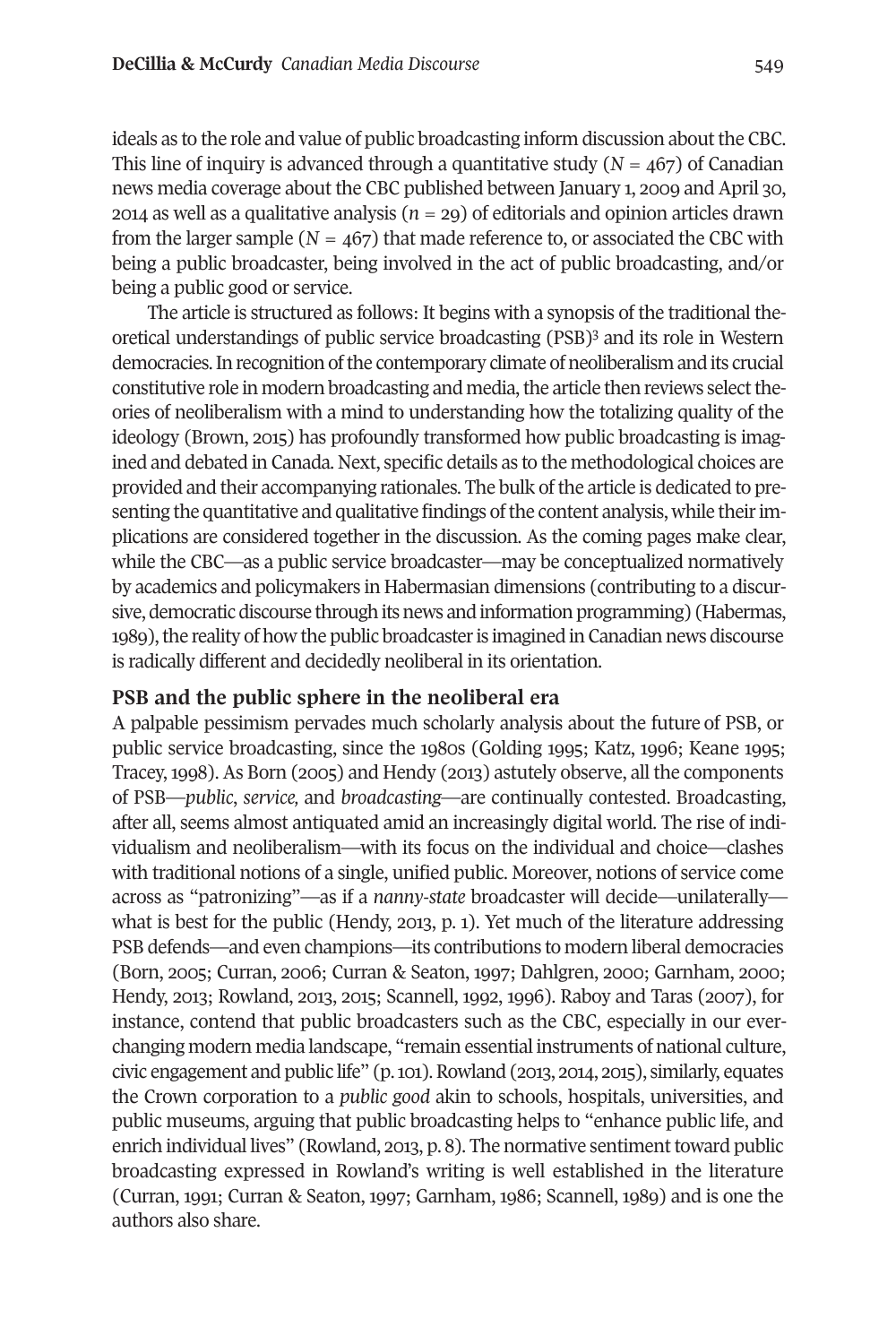ideals as to the role and value of public broadcasting inform discussion about the CBC. This line of inquiry is advanced through a quantitative study ($N = 467$) of Canadian news media coverage about the CBC published between January 1, 2009 and April 30, 2014 as well as a qualitative analysis ($n = 29$) of editorials and opinion articles drawn from the larger sample ($N = 467$) that made reference to, or associated the CBC with being a public broadcaster, being involved in the act of public broadcasting, and/or being a public good or service.

The article is structured as follows: It begins with a synopsis of the traditional theoretical understandings of public service broadcasting (PSB)[3] and its role in Western democracies. In recognition of the contemporary climate of neoliberalism and its crucial constitutive role in modern broadcasting and media, the article then reviews select theories of neoliberalism with a mind to understanding how the totalizing quality of the ideology (Brown, 2015) has profoundly transformed how public broadcasting is imagined and debated in Canada. Next, specific details as to the methodological choices are provided and their accompanying rationales. The bulk of the article is dedicated to presenting the quantitative and qualitative findings of the content analysis, while their implications are considered together in the discussion. As the coming pages make clear, while the CBC—as a public service broadcaster—may be conceptualized normatively by academics and policymakers in Habermasian dimensions (contributing to a discursive, democratic discourse through its news and information programming) (Habermas, 1989), the reality of how the public broadcaster is imagined in Canadian news discourse is radically different and decidedly neoliberal in its orientation.

## PSB and the public sphere in the neoliberal era

A palpable pessimism pervades much scholarly analysis about the future of PSB, or public service broadcasting, since the 1980s (Golding 1995; Katz, 1996; Keane 1995; Tracey, 1998). As Born (2005) and Hendy (2013) astutely observe, all the components of PSB—*public*, *service,* and *broadcasting*—are continually contested. Broadcasting, after all, seems almost antiquated amid an increasingly digital world. The rise of individualism and neoliberalism—with its focus on the individual and choice—clashes with traditional notions of a single, unified public. Moreover, notions of service come across as "patronizing"—as if a *nanny-state* broadcaster will decide—unilaterally—what is best for the public (Hendy, 2013, p. 1). Yet much of the literature addressing PSB defends—and even champions—its contributions to modern liberal democracies (Born, 2005; Curran, 2006; Curran & Seaton, 1997; Dahlgren, 2000; Garnham, 2000; Hendy, 2013; Rowland, 2013, 2015; Scannell, 1992, 1996). Raboy and Taras (2007), for instance, contend that public broadcasters such as the CBC, especially in our ever-changing modern media landscape, "remain essential instruments of national culture, civic engagement and public life" (p. 101). Rowland (2013, 2014, 2015), similarly, equates the Crown corporation to a *public good* akin to schools, hospitals, universities, and public museums, arguing that public broadcasting helps to "enhance public life, and enrich individual lives" (Rowland, 2013, p. 8). The normative sentiment toward public broadcasting expressed in Rowland's writing is well established in the literature (Curran, 1991; Curran & Seaton, 1997; Garnham, 1986; Scannell, 1989) and is one the authors also share.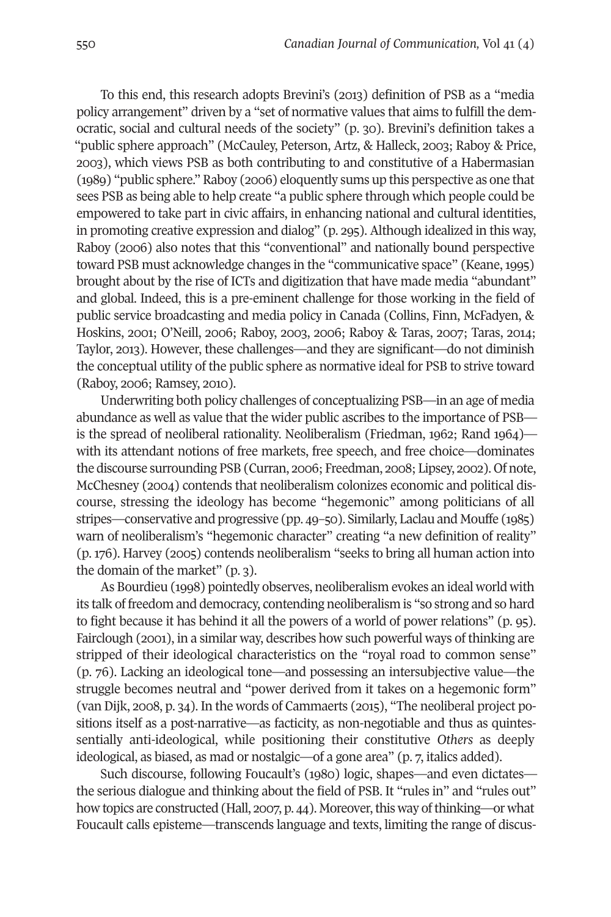To this end, this research adopts Brevini's (2013) definition of PSB as a "media policy arrangement" driven by a "set of normative values that aims to fulfill the democratic, social and cultural needs of the society" (p. 30). Brevini's definition takes a "public sphere approach" (McCauley, Peterson, Artz, & Halleck, 2003; Raboy & Price, 2003), which views PSB as both contributing to and constitutive of a Habermasian (1989) "public sphere." Raboy (2006) eloquently sums up this perspective as one that sees PSB as being able to help create "a public sphere through which people could be empowered to take part in civic affairs, in enhancing national and cultural identities, in promoting creative expression and dialog" (p. 295). Although idealized in this way, Raboy (2006) also notes that this "conventional" and nationally bound perspective toward PSB must acknowledge changes in the "communicative space" (Keane, 1995) brought about by the rise of ICTs and digitization that have made media "abundant" and global. Indeed, this is a pre-eminent challenge for those working in the field of public service broadcasting and media policy in Canada (Collins, Finn, McFadyen, & Hoskins, 2001; O'Neill, 2006; Raboy, 2003, 2006; Raboy & Taras, 2007; Taras, 2014; Taylor, 2013). However, these challenges—and they are significant—do not diminish the conceptual utility of the public sphere as normative ideal for PSB to strive toward (Raboy, 2006; Ramsey, 2010).

Underwriting both policy challenges of conceptualizing PSB—in an age of media abundance as well as value that the wider public ascribes to the importance of PSB—is the spread of neoliberal rationality. Neoliberalism (Friedman, 1962; Rand 1964)—with its attendant notions of free markets, free speech, and free choice—dominates the discourse surrounding PSB (Curran, 2006; Freedman, 2008; Lipsey, 2002). Of note, McChesney (2004) contends that neoliberalism colonizes economic and political discourse, stressing the ideology has become "hegemonic" among politicians of all stripes—conservative and progressive (pp. 49–50). Similarly, Laclau and Mouffe (1985) warn of neoliberalism's "hegemonic character" creating "a new definition of reality" (p. 176). Harvey (2005) contends neoliberalism "seeks to bring all human action into the domain of the market" (p. 3).

As Bourdieu (1998) pointedly observes, neoliberalism evokes an ideal world with its talk of freedom and democracy, contending neoliberalism is "so strong and so hard to fight because it has behind it all the powers of a world of power relations" (p. 95). Fairclough (2001), in a similar way, describes how such powerful ways of thinking are stripped of their ideological characteristics on the "royal road to common sense" (p. 76). Lacking an ideological tone—and possessing an intersubjective value—the struggle becomes neutral and "power derived from it takes on a hegemonic form" (van Dijk, 2008, p. 34). In the words of Cammaerts (2015), "The neoliberal project positions itself as a post-narrative—as facticity, as non-negotiable and thus as quintessentially anti-ideological, while positioning their constitutive *Others* as deeply ideological, as biased, as mad or nostalgic—of a gone area" (p. 7, italics added).

Such discourse, following Foucault's (1980) logic, shapes—and even dictates—the serious dialogue and thinking about the field of PSB. It "rules in" and "rules out" how topics are constructed (Hall, 2007, p. 44). Moreover, this way of thinking—or what Foucault calls episteme—transcends language and texts, limiting the range of discus-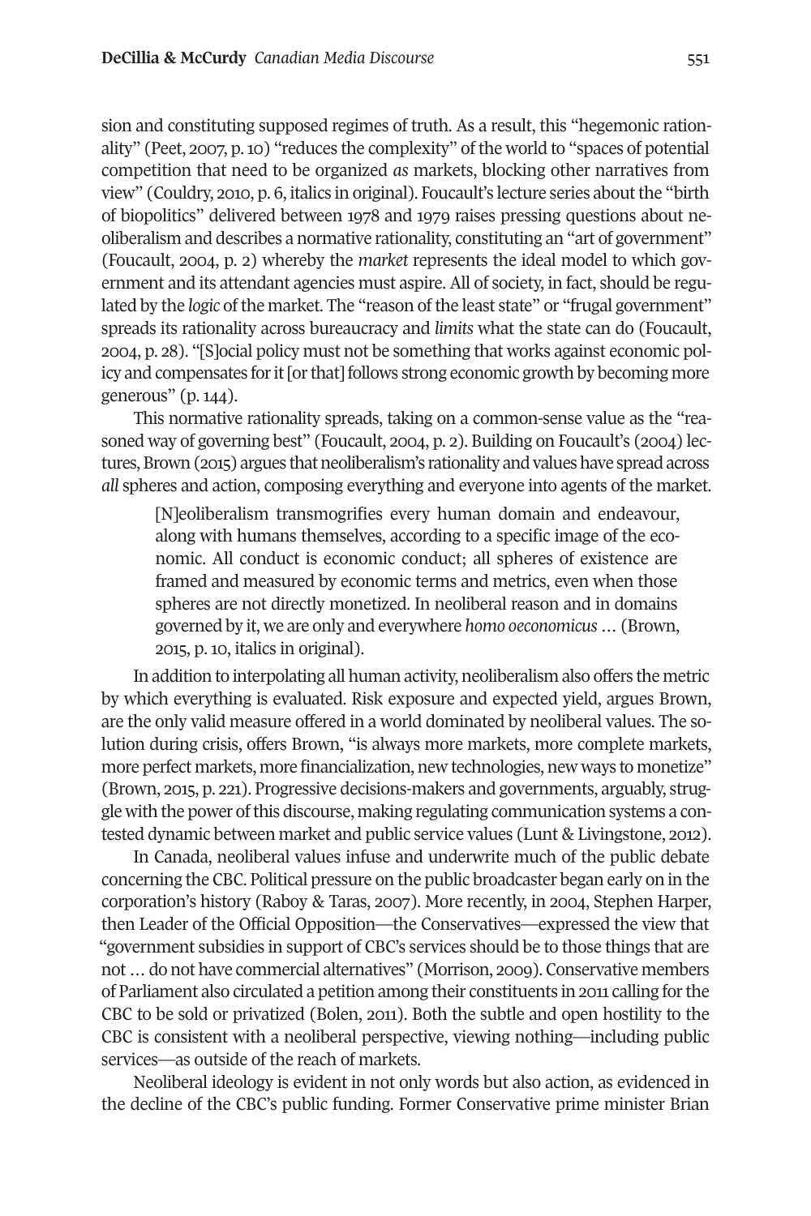sion and constituting supposed regimes of truth. As a result, this "hegemonic rationality" (Peet, 2007, p. 10) "reduces the complexity" of the world to "spaces of potential competition that need to be organized *as* markets, blocking other narratives from view" (Couldry, 2010, p. 6, italics in original). Foucault's lecture series about the "birth of biopolitics" delivered between 1978 and 1979 raises pressing questions about neoliberalism and describes a normative rationality, constituting an "art of government" (Foucault, 2004, p. 2) whereby the *market* represents the ideal model to which government and its attendant agencies must aspire. All of society, in fact, should be regulated by the *logic* of the market. The "reason of the least state" or "frugal government" spreads its rationality across bureaucracy and *limits* what the state can do (Foucault, 2004, p. 28). "[S]ocial policy must not be something that works against economic policy and compensates for it [or that] follows strong economic growth by becoming more generous" (p. 144).

This normative rationality spreads, taking on a common-sense value as the "reasoned way of governing best" (Foucault, 2004, p. 2). Building on Foucault's (2004) lectures, Brown (2015) argues that neoliberalism's rationality and values have spread across *all* spheres and action, composing everything and everyone into agents of the market.

> [N]eoliberalism transmogrifies every human domain and endeavour, along with humans themselves, according to a specific image of the economic. All conduct is economic conduct; all spheres of existence are framed and measured by economic terms and metrics, even when those spheres are not directly monetized. In neoliberal reason and in domains governed by it, we are only and everywhere *homo oeconomicus* … (Brown, 2015, p. 10, italics in original).

In addition to interpolating all human activity, neoliberalism also offers the metric by which everything is evaluated. Risk exposure and expected yield, argues Brown, are the only valid measure offered in a world dominated by neoliberal values. The solution during crisis, offers Brown, "is always more markets, more complete markets, more perfect markets, more financialization, new technologies, new ways to monetize" (Brown, 2015, p. 221). Progressive decisions-makers and governments, arguably, struggle with the power of this discourse, making regulating communication systems a contested dynamic between market and public service values (Lunt & Livingstone, 2012).

In Canada, neoliberal values infuse and underwrite much of the public debate concerning the CBC. Political pressure on the public broadcaster began early on in the corporation's history (Raboy & Taras, 2007). More recently, in 2004, Stephen Harper, then Leader of the Official Opposition—the Conservatives—expressed the view that "government subsidies in support of CBC's services should be to those things that are not … do not have commercial alternatives" (Morrison, 2009). Conservative members of Parliament also circulated a petition among their constituents in 2011 calling for the CBC to be sold or privatized (Bolen, 2011). Both the subtle and open hostility to the CBC is consistent with a neoliberal perspective, viewing nothing—including public services—as outside of the reach of markets.

Neoliberal ideology is evident in not only words but also action, as evidenced in the decline of the CBC's public funding. Former Conservative prime minister Brian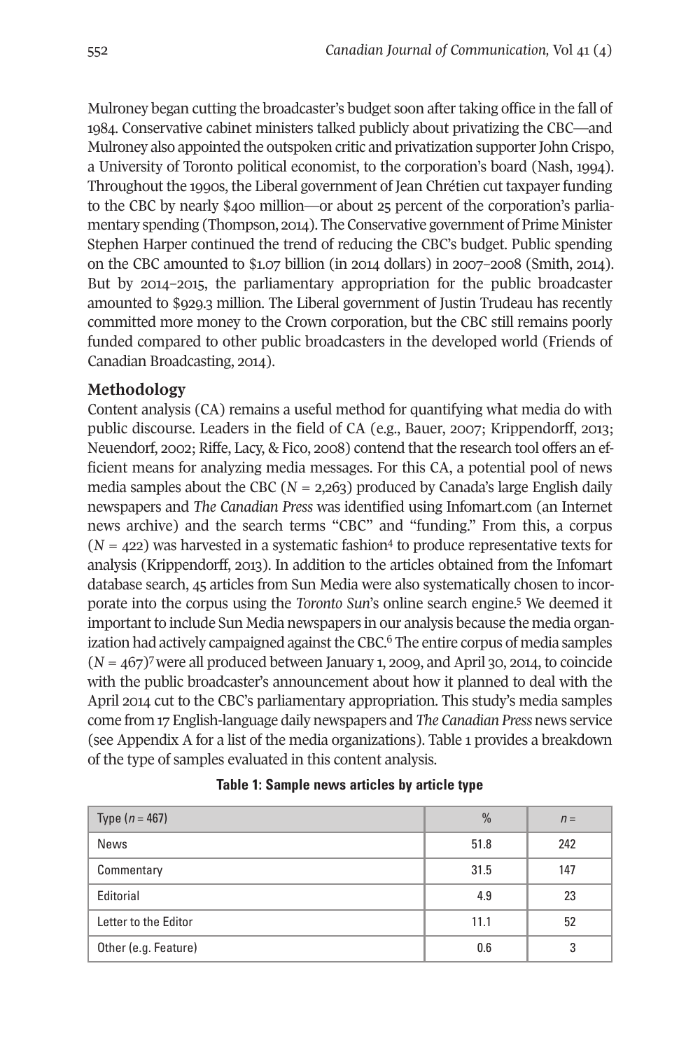Mulroney began cutting the broadcaster's budget soon after taking office in the fall of 1984. Conservative cabinet ministers talked publicly about privatizing the CBC—and Mulroney also appointed the outspoken critic and privatization supporter John Crispo, a University of Toronto political economist, to the corporation's board (Nash, 1994). Throughout the 1990s, the Liberal government of Jean Chrétien cut taxpayer funding to the CBC by nearly $400 million—or about 25 percent of the corporation's parliamentary spending (Thompson, 2014). The Conservative government of Prime Minister Stephen Harper continued the trend of reducing the CBC's budget. Public spending on the CBC amounted to $1.07 billion (in 2014 dollars) in 2007–2008 (Smith, 2014). But by 2014–2015, the parliamentary appropriation for the public broadcaster amounted to $929.3 million. The Liberal government of Justin Trudeau has recently committed more money to the Crown corporation, but the CBC still remains poorly funded compared to other public broadcasters in the developed world (Friends of Canadian Broadcasting, 2014).

## Methodology

Content analysis (CA) remains a useful method for quantifying what media do with public discourse. Leaders in the field of CA (e.g., Bauer, 2007; Krippendorff, 2013; Neuendorf, 2002; Riffe, Lacy, & Fico, 2008) contend that the research tool offers an efficient means for analyzing media messages. For this CA, a potential pool of news media samples about the CBC ($N$ = 2,263) produced by Canada's large English daily newspapers and *The Canadian Press* was identified using Infomart.com (an Internet news archive) and the search terms "CBC" and "funding." From this, a corpus ($N$ = 422) was harvested in a systematic fashion[4] to produce representative texts for analysis (Krippendorff, 2013). In addition to the articles obtained from the Infomart database search, 45 articles from Sun Media were also systematically chosen to incorporate into the corpus using the *Toronto Sun*'s online search engine.[5] We deemed it important to include Sun Media newspapers in our analysis because the media organization had actively campaigned against the CBC.[6] The entire corpus of media samples ($N$ = 467)[7] were all produced between January 1, 2009, and April 30, 2014, to coincide with the public broadcaster's announcement about how it planned to deal with the April 2014 cut to the CBC's parliamentary appropriation. This study's media samples come from 17 English-language daily newspapers and *The Canadian Press* news service (see Appendix A for a list of the media organizations). Table 1 provides a breakdown of the type of samples evaluated in this content analysis.

**Table 1: Sample news articles by article type**

| Type ($n$ = 467) | % | $n$ = |
|---|---|---|
| News | 51.8 | 242 |
| Commentary | 31.5 | 147 |
| Editorial | 4.9 | 23 |
| Letter to the Editor | 11.1 | 52 |
| Other (e.g. Feature) | 0.6 | 3 |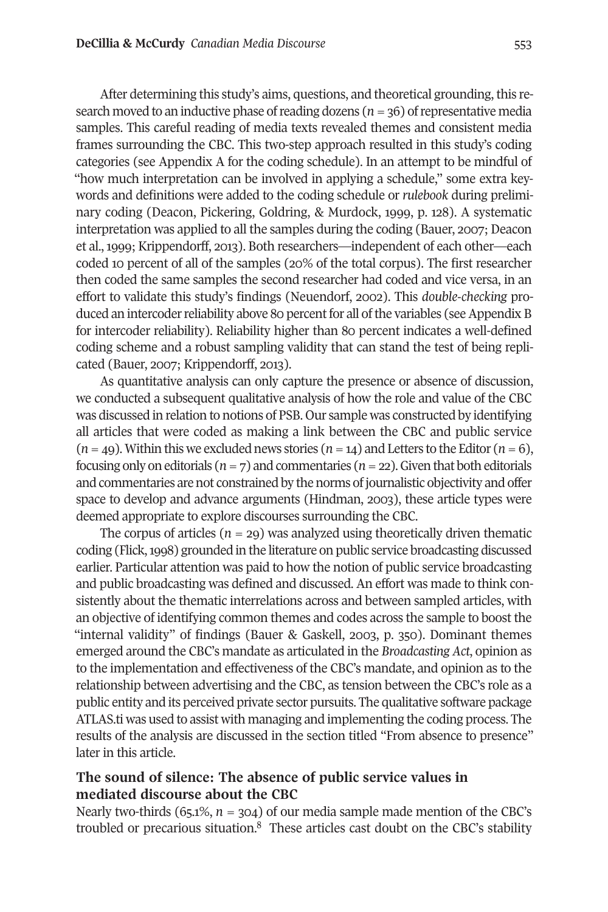After determining this study's aims, questions, and theoretical grounding, this research moved to an inductive phase of reading dozens ($n$ = 36) of representative media samples. This careful reading of media texts revealed themes and consistent media frames surrounding the CBC. This two-step approach resulted in this study's coding categories (see Appendix A for the coding schedule). In an attempt to be mindful of "how much interpretation can be involved in applying a schedule," some extra keywords and definitions were added to the coding schedule or *rulebook* during preliminary coding (Deacon, Pickering, Goldring, & Murdock, 1999, p. 128). A systematic interpretation was applied to all the samples during the coding (Bauer, 2007; Deacon et al., 1999; Krippendorff, 2013). Both researchers—independent of each other—each coded 10 percent of all of the samples (20% of the total corpus). The first researcher then coded the same samples the second researcher had coded and vice versa, in an effort to validate this study's findings (Neuendorf, 2002). This *double-checking* produced an intercoder reliability above 80 percent for all of the variables (see Appendix B for intercoder reliability). Reliability higher than 80 percent indicates a well-defined coding scheme and a robust sampling validity that can stand the test of being replicated (Bauer, 2007; Krippendorff, 2013).

As quantitative analysis can only capture the presence or absence of discussion, we conducted a subsequent qualitative analysis of how the role and value of the CBC was discussed in relation to notions of PSB. Our sample was constructed by identifying all articles that were coded as making a link between the CBC and public service ($n$ = 49). Within this we excluded news stories ($n$ = 14) and Letters to the Editor ($n$ = 6), focusing only on editorials ($n$ = 7) and commentaries ($n$ = 22). Given that both editorials and commentaries are not constrained by the norms of journalistic objectivity and offer space to develop and advance arguments (Hindman, 2003), these article types were deemed appropriate to explore discourses surrounding the CBC.

The corpus of articles ($n$ = 29) was analyzed using theoretically driven thematic coding (Flick, 1998) grounded in the literature on public service broadcasting discussed earlier. Particular attention was paid to how the notion of public service broadcasting and public broadcasting was defined and discussed. An effort was made to think consistently about the thematic interrelations across and between sampled articles, with an objective of identifying common themes and codes across the sample to boost the "internal validity" of findings (Bauer & Gaskell, 2003, p. 350). Dominant themes emerged around the CBC's mandate as articulated in the *Broadcasting Act*, opinion as to the implementation and effectiveness of the CBC's mandate, and opinion as to the relationship between advertising and the CBC, as tension between the CBC's role as a public entity and its perceived private sector pursuits. The qualitative software package ATLAS.ti was used to assist with managing and implementing the coding process. The results of the analysis are discussed in the section titled "From absence to presence" later in this article.

## The sound of silence: The absence of public service values in mediated discourse about the CBC

Nearly two-thirds (65.1%, $n$ = 304) of our media sample made mention of the CBC's troubled or precarious situation.[8] These articles cast doubt on the CBC's stability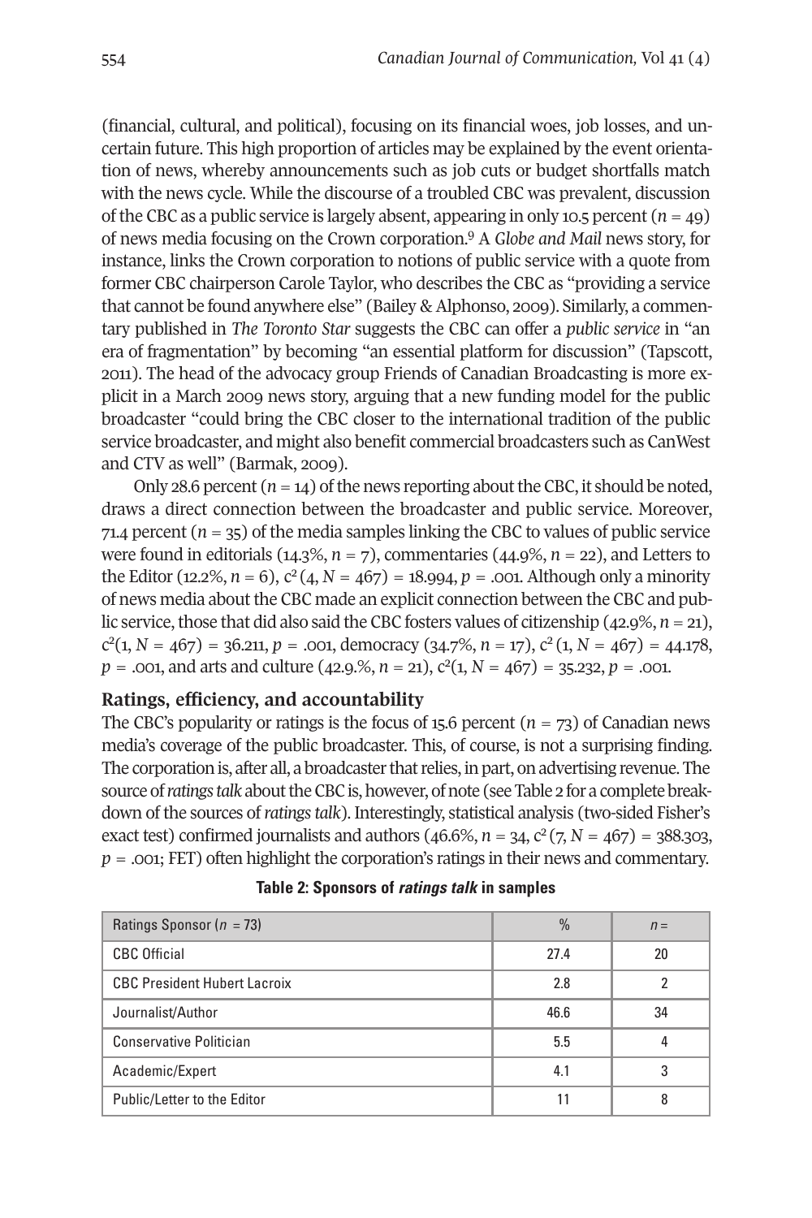(financial, cultural, and political), focusing on its financial woes, job losses, and uncertain future. This high proportion of articles may be explained by the event orientation of news, whereby announcements such as job cuts or budget shortfalls match with the news cycle. While the discourse of a troubled CBC was prevalent, discussion of the CBC as a public service is largely absent, appearing in only 10.5 percent ($n = 49$) of news media focusing on the Crown corporation.[9] A *Globe and Mail* news story, for instance, links the Crown corporation to notions of public service with a quote from former CBC chairperson Carole Taylor, who describes the CBC as "providing a service that cannot be found anywhere else" (Bailey & Alphonso, 2009). Similarly, a commentary published in *The Toronto Star* suggests the CBC can offer a *public service* in "an era of fragmentation" by becoming "an essential platform for discussion" (Tapscott, 2011). The head of the advocacy group Friends of Canadian Broadcasting is more explicit in a March 2009 news story, arguing that a new funding model for the public broadcaster "could bring the CBC closer to the international tradition of the public service broadcaster, and might also benefit commercial broadcasters such as CanWest and CTV as well" (Barmak, 2009).

Only 28.6 percent ($n = 14$) of the news reporting about the CBC, it should be noted, draws a direct connection between the broadcaster and public service. Moreover, 71.4 percent ($n = 35$) of the media samples linking the CBC to values of public service were found in editorials (14.3%, $n = 7$), commentaries (44.9%, $n = 22$), and Letters to the Editor (12.2%, $n = 6$), $c^2(4, N = 467) = 18.994$, $p = .001$. Although only a minority of news media about the CBC made an explicit connection between the CBC and public service, those that did also said the CBC fosters values of citizenship (42.9%, $n = 21$), $c^2(1, N = 467) = 36.211$, $p = .001$, democracy (34.7%, $n = 17$), $c^2(1, N = 467) = 44.178$, $p = .001$, and arts and culture (42.9.%, $n = 21$), $c^2(1, N = 467) = 35.232$, $p = .001$.

## Ratings, efficiency, and accountability

The CBC's popularity or ratings is the focus of 15.6 percent ($n = 73$) of Canadian news media's coverage of the public broadcaster. This, of course, is not a surprising finding. The corporation is, after all, a broadcaster that relies, in part, on advertising revenue. The source of *ratings talk* about the CBC is, however, of note (see Table 2 for a complete breakdown of the sources of *ratings talk*). Interestingly, statistical analysis (two-sided Fisher's exact test) confirmed journalists and authors (46.6%, $n = 34$, $c^2(7, N = 467) = 388.303$, $p = .001$; FET) often highlight the corporation's ratings in their news and commentary.

**Table 2: Sponsors of *ratings talk* in samples**

| Ratings Sponsor ($n = 73$) | % | $n =$ |
|---|---|---|
| CBC Official | 27.4 | 20 |
| CBC President Hubert Lacroix | 2.8 | 2 |
| Journalist/Author | 46.6 | 34 |
| Conservative Politician | 5.5 | 4 |
| Academic/Expert | 4.1 | 3 |
| Public/Letter to the Editor | 11 | 8 |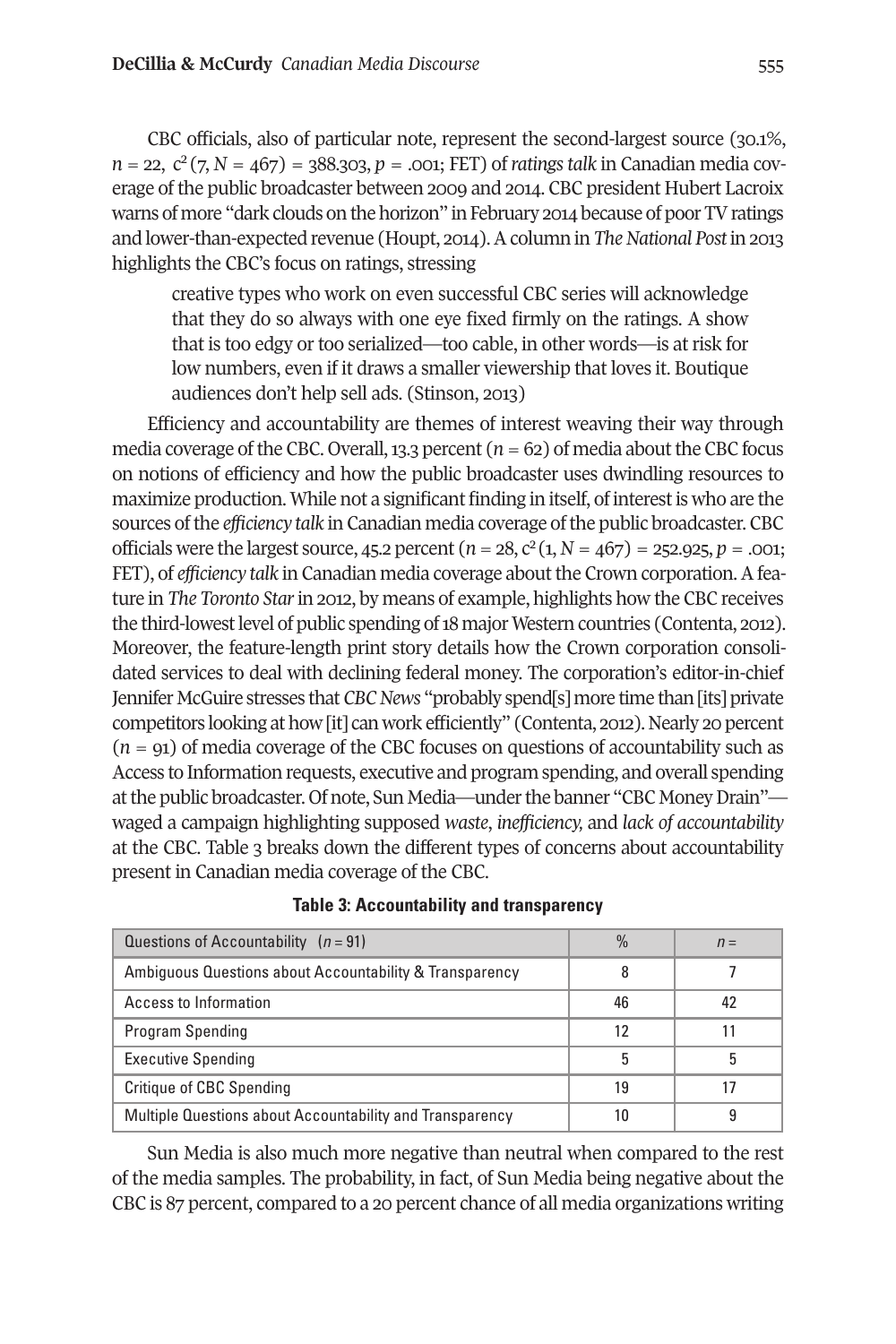CBC officials, also of particular note, represent the second-largest source (30.1%, $n = 22$, $c^2(7, N = 467) = 388.303$, $p = .001$; FET) of *ratings talk* in Canadian media coverage of the public broadcaster between 2009 and 2014. CBC president Hubert Lacroix warns of more "dark clouds on the horizon" in February 2014 because of poor TV ratings and lower-than-expected revenue (Houpt, 2014). A column in *The National Post* in 2013 highlights the CBC's focus on ratings, stressing

> creative types who work on even successful CBC series will acknowledge that they do so always with one eye fixed firmly on the ratings. A show that is too edgy or too serialized—too cable, in other words—is at risk for low numbers, even if it draws a smaller viewership that loves it. Boutique audiences don't help sell ads. (Stinson, 2013)

Efficiency and accountability are themes of interest weaving their way through media coverage of the CBC. Overall, 13.3 percent ($n = 62$) of media about the CBC focus on notions of efficiency and how the public broadcaster uses dwindling resources to maximize production. While not a significant finding in itself, of interest is who are the sources of the *efficiency talk* in Canadian media coverage of the public broadcaster. CBC officials were the largest source, 45.2 percent ($n = 28$, $c^2(1, N = 467) = 252.925$, $p = .001$; FET), of *efficiency talk* in Canadian media coverage about the Crown corporation. A feature in *The Toronto Star* in 2012, by means of example, highlights how the CBC receives the third-lowest level of public spending of 18 major Western countries (Contenta, 2012). Moreover, the feature-length print story details how the Crown corporation consolidated services to deal with declining federal money. The corporation's editor-in-chief Jennifer McGuire stresses that *CBC News* "probably spend[s] more time than [its] private competitors looking at how [it] can work efficiently" (Contenta, 2012). Nearly 20 percent ($n = 91$) of media coverage of the CBC focuses on questions of accountability such as Access to Information requests, executive and program spending, and overall spending at the public broadcaster. Of note, Sun Media—under the banner "CBC Money Drain"—waged a campaign highlighting supposed *waste, inefficiency,* and *lack of accountability* at the CBC. Table 3 breaks down the different types of concerns about accountability present in Canadian media coverage of the CBC.

**Table 3: Accountability and transparency**

| Questions of Accountability ($n = 91$) | % | $n =$ |
|---|---|---|
| Ambiguous Questions about Accountability & Transparency | 8 | 7 |
| Access to Information | 46 | 42 |
| Program Spending | 12 | 11 |
| Executive Spending | 5 | 5 |
| Critique of CBC Spending | 19 | 17 |
| Multiple Questions about Accountability and Transparency | 10 | 9 |

Sun Media is also much more negative than neutral when compared to the rest of the media samples. The probability, in fact, of Sun Media being negative about the CBC is 87 percent, compared to a 20 percent chance of all media organizations writing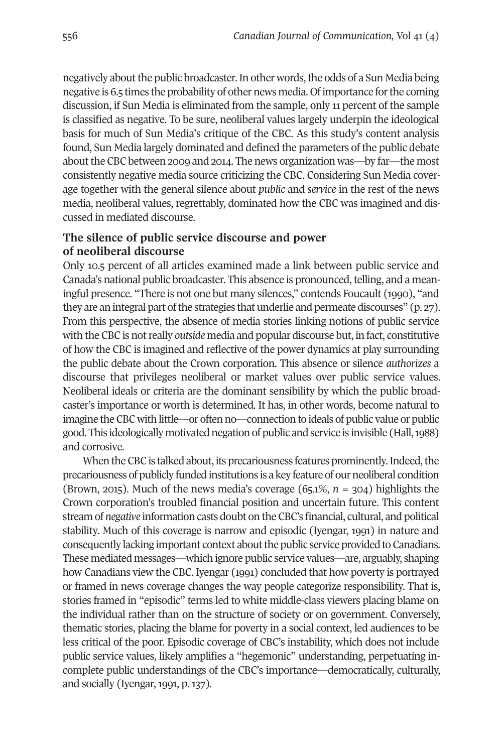negatively about the public broadcaster. In other words, the odds of a Sun Media being negative is 6.5 times the probability of other news media. Of importance for the coming discussion, if Sun Media is eliminated from the sample, only 11 percent of the sample is classified as negative. To be sure, neoliberal values largely underpin the ideological basis for much of Sun Media's critique of the CBC. As this study's content analysis found, Sun Media largely dominated and defined the parameters of the public debate about the CBC between 2009 and 2014. The news organization was—by far—the most consistently negative media source criticizing the CBC. Considering Sun Media coverage together with the general silence about *public* and *service* in the rest of the news media, neoliberal values, regrettably, dominated how the CBC was imagined and discussed in mediated discourse.

## The silence of public service discourse and power of neoliberal discourse

Only 10.5 percent of all articles examined made a link between public service and Canada's national public broadcaster. This absence is pronounced, telling, and a meaningful presence. "There is not one but many silences," contends Foucault (1990), "and they are an integral part of the strategies that underlie and permeate discourses" (p. 27). From this perspective, the absence of media stories linking notions of public service with the CBC is not really *outside* media and popular discourse but, in fact, constitutive of how the CBC is imagined and reflective of the power dynamics at play surrounding the public debate about the Crown corporation. This absence or silence *authorizes* a discourse that privileges neoliberal or market values over public service values. Neoliberal ideals or criteria are the dominant sensibility by which the public broadcaster's importance or worth is determined. It has, in other words, become natural to imagine the CBC with little—or often no—connection to ideals of public value or public good. This ideologically motivated negation of public and service is invisible (Hall, 1988) and corrosive.

When the CBC is talked about, its precariousness features prominently. Indeed, the precariousness of publicly funded institutions is a key feature of our neoliberal condition (Brown, 2015). Much of the news media's coverage (65.1%, $n = 304$) highlights the Crown corporation's troubled financial position and uncertain future. This content stream of *negative* information casts doubt on the CBC's financial, cultural, and political stability. Much of this coverage is narrow and episodic (Iyengar, 1991) in nature and consequently lacking important context about the public service provided to Canadians. These mediated messages—which ignore public service values—are, arguably, shaping how Canadians view the CBC. Iyengar (1991) concluded that how poverty is portrayed or framed in news coverage changes the way people categorize responsibility. That is, stories framed in "episodic" terms led to white middle-class viewers placing blame on the individual rather than on the structure of society or on government. Conversely, thematic stories, placing the blame for poverty in a social context, led audiences to be less critical of the poor. Episodic coverage of CBC's instability, which does not include public service values, likely amplifies a "hegemonic" understanding, perpetuating incomplete public understandings of the CBC's importance—democratically, culturally, and socially (Iyengar, 1991, p. 137).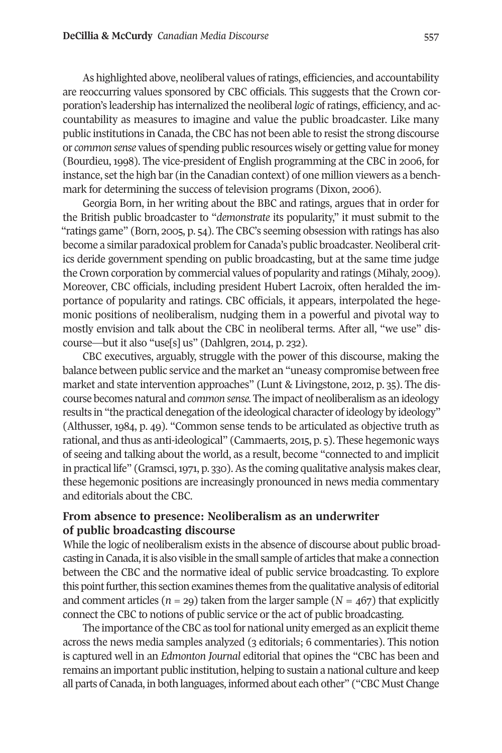As highlighted above, neoliberal values of ratings, efficiencies, and accountability are reoccurring values sponsored by CBC officials. This suggests that the Crown corporation's leadership has internalized the neoliberal *logic* of ratings, efficiency, and accountability as measures to imagine and value the public broadcaster. Like many public institutions in Canada, the CBC has not been able to resist the strong discourse or *common sense* values of spending public resources wisely or getting value for money (Bourdieu, 1998). The vice-president of English programming at the CBC in 2006, for instance, set the high bar (in the Canadian context) of one million viewers as a benchmark for determining the success of television programs (Dixon, 2006).

Georgia Born, in her writing about the BBC and ratings, argues that in order for the British public broadcaster to "*demonstrate* its popularity," it must submit to the "ratings game" (Born, 2005, p. 54). The CBC's seeming obsession with ratings has also become a similar paradoxical problem for Canada's public broadcaster. Neoliberal critics deride government spending on public broadcasting, but at the same time judge the Crown corporation by commercial values of popularity and ratings (Mihaly, 2009). Moreover, CBC officials, including president Hubert Lacroix, often heralded the importance of popularity and ratings. CBC officials, it appears, interpolated the hegemonic positions of neoliberalism, nudging them in a powerful and pivotal way to mostly envision and talk about the CBC in neoliberal terms. After all, "we use" discourse—but it also "use[s] us" (Dahlgren, 2014, p. 232).

CBC executives, arguably, struggle with the power of this discourse, making the balance between public service and the market an "uneasy compromise between free market and state intervention approaches" (Lunt & Livingstone, 2012, p. 35). The discourse becomes natural and *common sense.* The impact of neoliberalism as an ideology results in "the practical denegation of the ideological character of ideology by ideology" (Althusser, 1984, p. 49). "Common sense tends to be articulated as objective truth as rational, and thus as anti-ideological" (Cammaerts, 2015, p. 5). These hegemonic ways of seeing and talking about the world, as a result, become "connected to and implicit in practical life" (Gramsci, 1971, p. 330). As the coming qualitative analysis makes clear, these hegemonic positions are increasingly pronounced in news media commentary and editorials about the CBC.

## From absence to presence: Neoliberalism as an underwriter of public broadcasting discourse

While the logic of neoliberalism exists in the absence of discourse about public broadcasting in Canada, it is also visible in the small sample of articles that make a connection between the CBC and the normative ideal of public service broadcasting. To explore this point further, this section examines themes from the qualitative analysis of editorial and comment articles ($n = 29$) taken from the larger sample ($N = 467$) that explicitly connect the CBC to notions of public service or the act of public broadcasting.

The importance of the CBC as tool for national unity emerged as an explicit theme across the news media samples analyzed (3 editorials; 6 commentaries). This notion is captured well in an *Edmonton Journal* editorial that opines the "CBC has been and remains an important public institution, helping to sustain a national culture and keep all parts of Canada, in both languages, informed about each other" ("CBC Must Change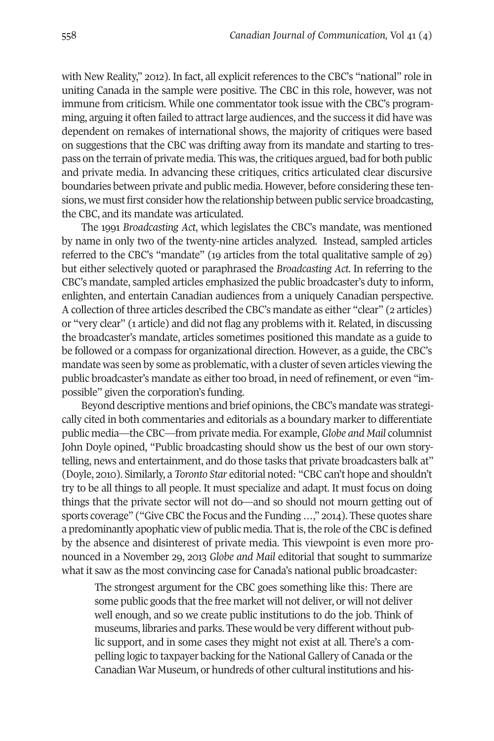with New Reality," 2012). In fact, all explicit references to the CBC's "national" role in uniting Canada in the sample were positive. The CBC in this role, however, was not immune from criticism. While one commentator took issue with the CBC's programming, arguing it often failed to attract large audiences, and the success it did have was dependent on remakes of international shows, the majority of critiques were based on suggestions that the CBC was drifting away from its mandate and starting to trespass on the terrain of private media. This was, the critiques argued, bad for both public and private media. In advancing these critiques, critics articulated clear discursive boundaries between private and public media. However, before considering these tensions, we must first consider how the relationship between public service broadcasting, the CBC, and its mandate was articulated.

The 1991 *Broadcasting Act*, which legislates the CBC's mandate, was mentioned by name in only two of the twenty-nine articles analyzed. Instead, sampled articles referred to the CBC's "mandate" (19 articles from the total qualitative sample of 29) but either selectively quoted or paraphrased the *Broadcasting Act*. In referring to the CBC's mandate, sampled articles emphasized the public broadcaster's duty to inform, enlighten, and entertain Canadian audiences from a uniquely Canadian perspective. A collection of three articles described the CBC's mandate as either "clear" (2 articles) or "very clear" (1 article) and did not flag any problems with it. Related, in discussing the broadcaster's mandate, articles sometimes positioned this mandate as a guide to be followed or a compass for organizational direction. However, as a guide, the CBC's mandate was seen by some as problematic, with a cluster of seven articles viewing the public broadcaster's mandate as either too broad, in need of refinement, or even "impossible" given the corporation's funding.

Beyond descriptive mentions and brief opinions, the CBC's mandate was strategically cited in both commentaries and editorials as a boundary marker to differentiate public media—the CBC—from private media. For example, *Globe and Mail* columnist John Doyle opined, "Public broadcasting should show us the best of our own storytelling, news and entertainment, and do those tasks that private broadcasters balk at" (Doyle, 2010). Similarly, a *Toronto Star* editorial noted: "CBC can't hope and shouldn't try to be all things to all people. It must specialize and adapt. It must focus on doing things that the private sector will not do—and so should not mourn getting out of sports coverage" ("Give CBC the Focus and the Funding …," 2014). These quotes share a predominantly apophatic view of public media. That is, the role of the CBC is defined by the absence and disinterest of private media. This viewpoint is even more pronounced in a November 29, 2013 *Globe and Mail* editorial that sought to summarize what it saw as the most convincing case for Canada's national public broadcaster:

> The strongest argument for the CBC goes something like this: There are some public goods that the free market will not deliver, or will not deliver well enough, and so we create public institutions to do the job. Think of museums, libraries and parks. These would be very different without public support, and in some cases they might not exist at all. There's a compelling logic to taxpayer backing for the National Gallery of Canada or the Canadian War Museum, or hundreds of other cultural institutions and his-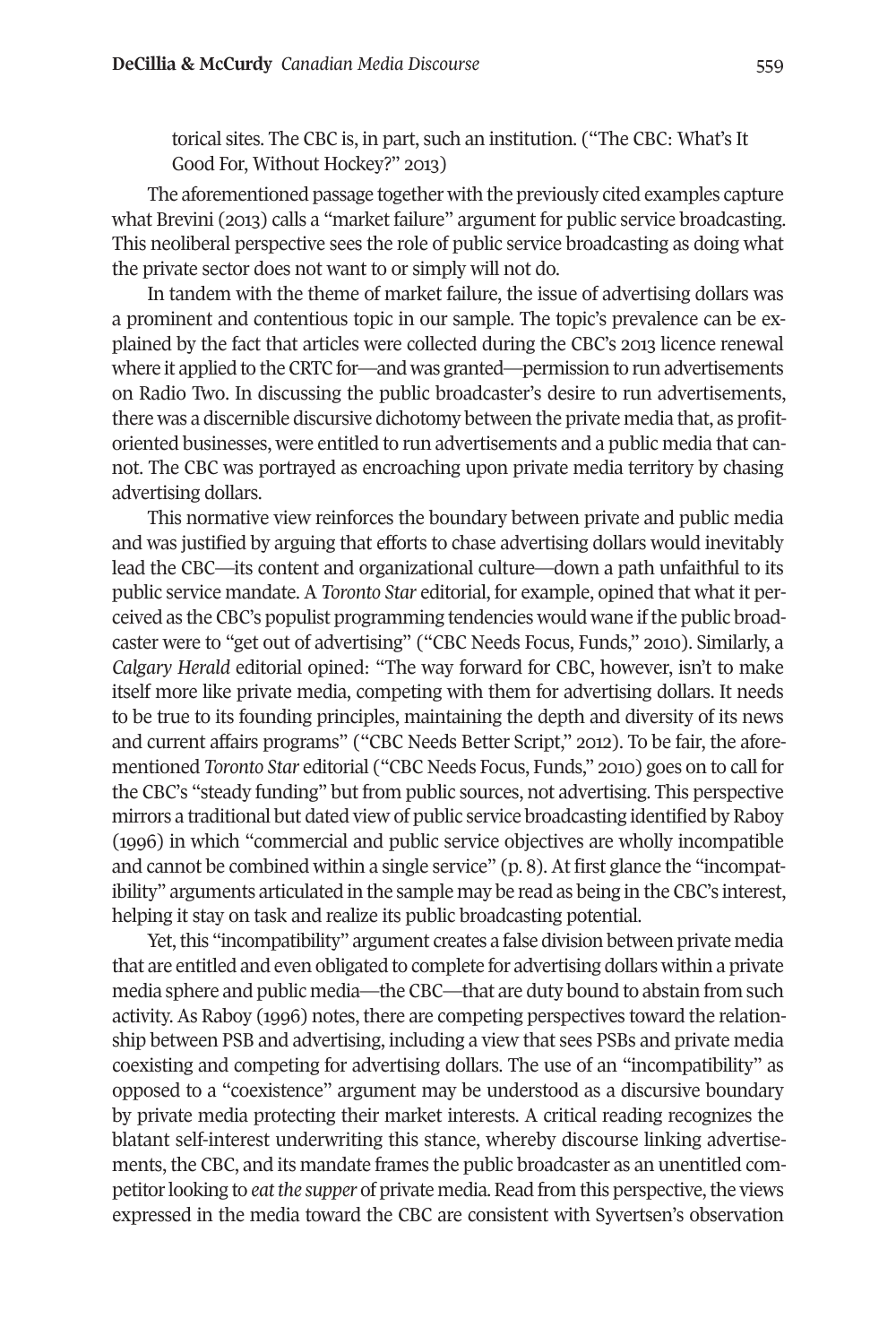torical sites. The CBC is, in part, such an institution. ("The CBC: What's It Good For, Without Hockey?" 2013)

The aforementioned passage together with the previously cited examples capture what Brevini (2013) calls a "market failure" argument for public service broadcasting. This neoliberal perspective sees the role of public service broadcasting as doing what the private sector does not want to or simply will not do.

In tandem with the theme of market failure, the issue of advertising dollars was a prominent and contentious topic in our sample. The topic's prevalence can be explained by the fact that articles were collected during the CBC's 2013 licence renewal where it applied to the CRTC for—and was granted—permission to run advertisements on Radio Two. In discussing the public broadcaster's desire to run advertisements, there was a discernible discursive dichotomy between the private media that, as profit-oriented businesses, were entitled to run advertisements and a public media that cannot. The CBC was portrayed as encroaching upon private media territory by chasing advertising dollars.

This normative view reinforces the boundary between private and public media and was justified by arguing that efforts to chase advertising dollars would inevitably lead the CBC—its content and organizational culture—down a path unfaithful to its public service mandate. A *Toronto Star* editorial, for example, opined that what it perceived as the CBC's populist programming tendencies would wane if the public broadcaster were to "get out of advertising" ("CBC Needs Focus, Funds," 2010). Similarly, a *Calgary Herald* editorial opined: "The way forward for CBC, however, isn't to make itself more like private media, competing with them for advertising dollars. It needs to be true to its founding principles, maintaining the depth and diversity of its news and current affairs programs" ("CBC Needs Better Script," 2012). To be fair, the aforementioned *Toronto Star* editorial ("CBC Needs Focus, Funds," 2010) goes on to call for the CBC's "steady funding" but from public sources, not advertising. This perspective mirrors a traditional but dated view of public service broadcasting identified by Raboy (1996) in which "commercial and public service objectives are wholly incompatible and cannot be combined within a single service" (p. 8). At first glance the "incompatibility" arguments articulated in the sample may be read as being in the CBC's interest, helping it stay on task and realize its public broadcasting potential.

Yet, this "incompatibility" argument creates a false division between private media that are entitled and even obligated to complete for advertising dollars within a private media sphere and public media—the CBC—that are duty bound to abstain from such activity. As Raboy (1996) notes, there are competing perspectives toward the relationship between PSB and advertising, including a view that sees PSBs and private media coexisting and competing for advertising dollars. The use of an "incompatibility" as opposed to a "coexistence" argument may be understood as a discursive boundary by private media protecting their market interests. A critical reading recognizes the blatant self-interest underwriting this stance, whereby discourse linking advertisements, the CBC, and its mandate frames the public broadcaster as an unentitled competitor looking to *eat the supper* of private media. Read from this perspective, the views expressed in the media toward the CBC are consistent with Syvertsen's observation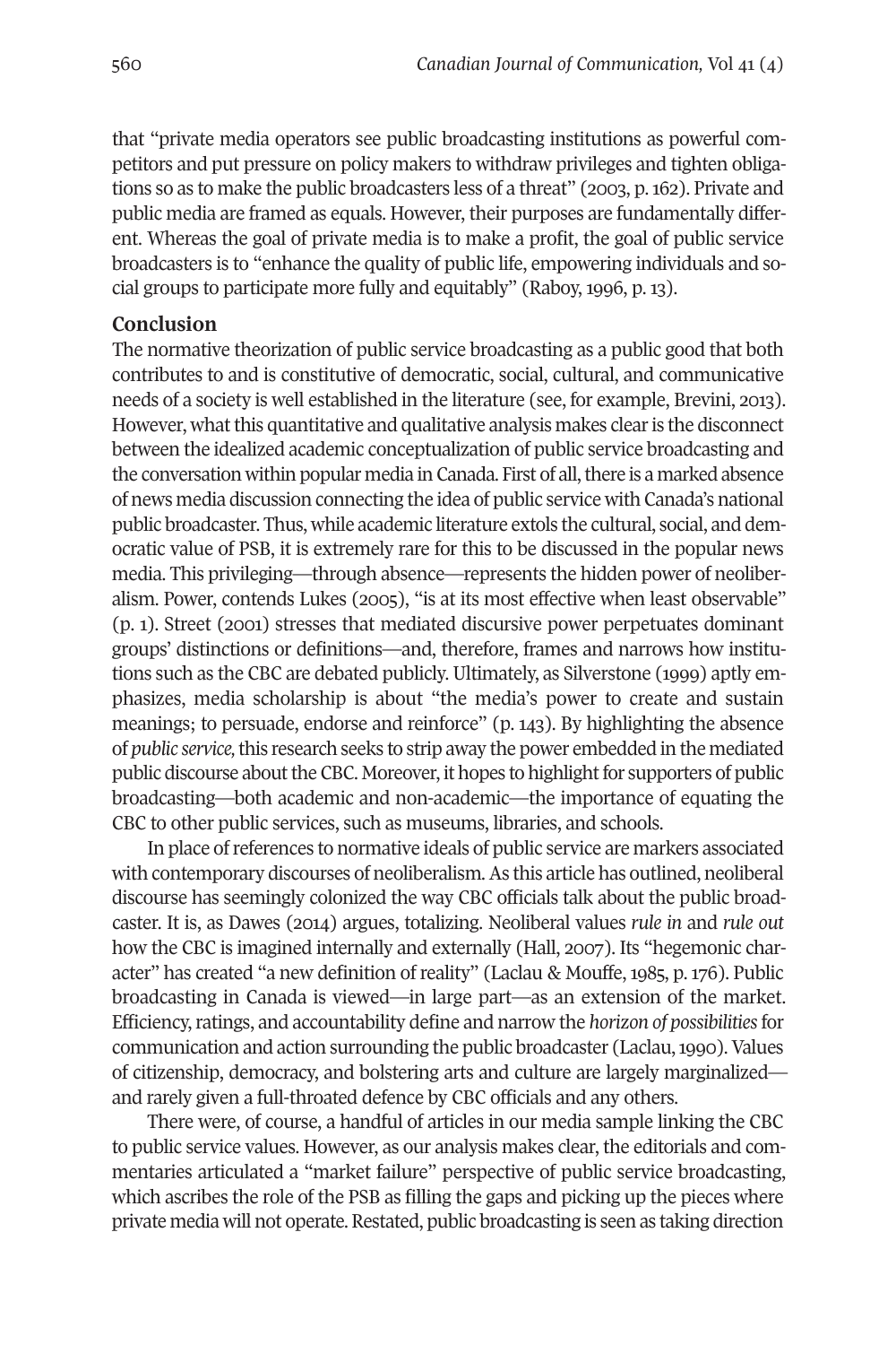that "private media operators see public broadcasting institutions as powerful competitors and put pressure on policy makers to withdraw privileges and tighten obligations so as to make the public broadcasters less of a threat" (2003, p. 162). Private and public media are framed as equals. However, their purposes are fundamentally different. Whereas the goal of private media is to make a profit, the goal of public service broadcasters is to "enhance the quality of public life, empowering individuals and social groups to participate more fully and equitably" (Raboy, 1996, p. 13).

## Conclusion

The normative theorization of public service broadcasting as a public good that both contributes to and is constitutive of democratic, social, cultural, and communicative needs of a society is well established in the literature (see, for example, Brevini, 2013). However, what this quantitative and qualitative analysis makes clear is the disconnect between the idealized academic conceptualization of public service broadcasting and the conversation within popular media in Canada. First of all, there is a marked absence of news media discussion connecting the idea of public service with Canada's national public broadcaster. Thus, while academic literature extols the cultural, social, and democratic value of PSB, it is extremely rare for this to be discussed in the popular news media. This privileging—through absence—represents the hidden power of neoliberalism. Power, contends Lukes (2005), "is at its most effective when least observable" (p. 1). Street (2001) stresses that mediated discursive power perpetuates dominant groups' distinctions or definitions—and, therefore, frames and narrows how institutions such as the CBC are debated publicly. Ultimately, as Silverstone (1999) aptly emphasizes, media scholarship is about "the media's power to create and sustain meanings; to persuade, endorse and reinforce" (p. 143). By highlighting the absence of *public service,* this research seeks to strip away the power embedded in the mediated public discourse about the CBC. Moreover, it hopes to highlight for supporters of public broadcasting—both academic and non-academic—the importance of equating the CBC to other public services, such as museums, libraries, and schools.

In place of references to normative ideals of public service are markers associated with contemporary discourses of neoliberalism. As this article has outlined, neoliberal discourse has seemingly colonized the way CBC officials talk about the public broadcaster. It is, as Dawes (2014) argues, totalizing. Neoliberal values *rule in* and *rule out* how the CBC is imagined internally and externally (Hall, 2007). Its "hegemonic character" has created "a new definition of reality" (Laclau & Mouffe, 1985, p. 176). Public broadcasting in Canada is viewed—in large part—as an extension of the market. Efficiency, ratings, and accountability define and narrow the *horizon of possibilities* for communication and action surrounding the public broadcaster (Laclau, 1990). Values of citizenship, democracy, and bolstering arts and culture are largely marginalized—and rarely given a full-throated defence by CBC officials and any others.

There were, of course, a handful of articles in our media sample linking the CBC to public service values. However, as our analysis makes clear, the editorials and commentaries articulated a "market failure" perspective of public service broadcasting, which ascribes the role of the PSB as filling the gaps and picking up the pieces where private media will not operate. Restated, public broadcasting is seen as taking direction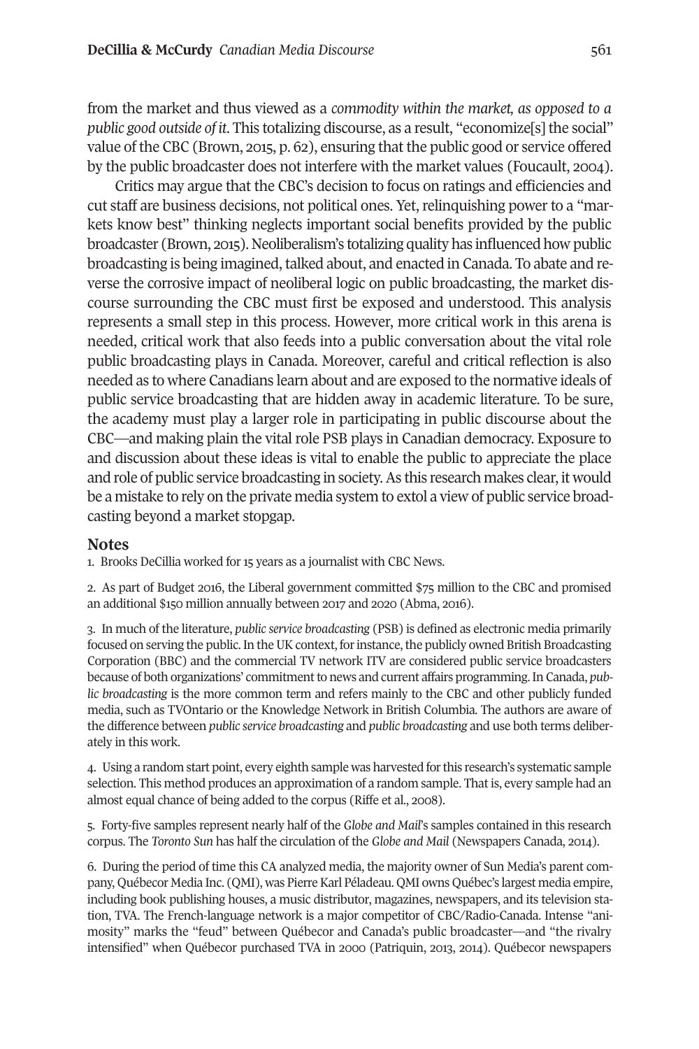from the market and thus viewed as a *commodity within the market, as opposed to a public good outside of it*. This totalizing discourse, as a result, "economize[s] the social" value of the CBC (Brown, 2015, p. 62), ensuring that the public good or service offered by the public broadcaster does not interfere with the market values (Foucault, 2004).

Critics may argue that the CBC's decision to focus on ratings and efficiencies and cut staff are business decisions, not political ones. Yet, relinquishing power to a "markets know best" thinking neglects important social benefits provided by the public broadcaster (Brown, 2015). Neoliberalism's totalizing quality has influenced how public broadcasting is being imagined, talked about, and enacted in Canada. To abate and reverse the corrosive impact of neoliberal logic on public broadcasting, the market discourse surrounding the CBC must first be exposed and understood. This analysis represents a small step in this process. However, more critical work in this arena is needed, critical work that also feeds into a public conversation about the vital role public broadcasting plays in Canada. Moreover, careful and critical reflection is also needed as to where Canadians learn about and are exposed to the normative ideals of public service broadcasting that are hidden away in academic literature. To be sure, the academy must play a larger role in participating in public discourse about the CBC—and making plain the vital role PSB plays in Canadian democracy. Exposure to and discussion about these ideas is vital to enable the public to appreciate the place and role of public service broadcasting in society. As this research makes clear, it would be a mistake to rely on the private media system to extol a view of public service broadcasting beyond a market stopgap.

## Notes

1. Brooks DeCillia worked for 15 years as a journalist with CBC News.

2. As part of Budget 2016, the Liberal government committed $75 million to the CBC and promised an additional $150 million annually between 2017 and 2020 (Abma, 2016).

3. In much of the literature, *public service broadcasting* (PSB) is defined as electronic media primarily focused on serving the public. In the UK context, for instance, the publicly owned British Broadcasting Corporation (BBC) and the commercial TV network ITV are considered public service broadcasters because of both organizations' commitment to news and current affairs programming. In Canada, *public broadcasting* is the more common term and refers mainly to the CBC and other publicly funded media, such as TVOntario or the Knowledge Network in British Columbia. The authors are aware of the difference between *public service broadcasting* and *public broadcasting* and use both terms deliberately in this work.

4. Using a random start point, every eighth sample was harvested for this research's systematic sample selection. This method produces an approximation of a random sample. That is, every sample had an almost equal chance of being added to the corpus (Riffe et al., 2008).

5. Forty-five samples represent nearly half of the *Globe and Mail*'s samples contained in this research corpus. The *Toronto Sun* has half the circulation of the *Globe and Mail* (Newspapers Canada, 2014).

6. During the period of time this CA analyzed media, the majority owner of Sun Media's parent company, Québecor Media Inc. (QMI), was Pierre Karl Péladeau. QMI owns Québec's largest media empire, including book publishing houses, a music distributor, magazines, newspapers, and its television station, TVA. The French-language network is a major competitor of CBC/Radio-Canada. Intense "animosity" marks the "feud" between Québecor and Canada's public broadcaster—and "the rivalry intensified" when Québecor purchased TVA in 2000 (Patriquin, 2013, 2014). Québecor newspapers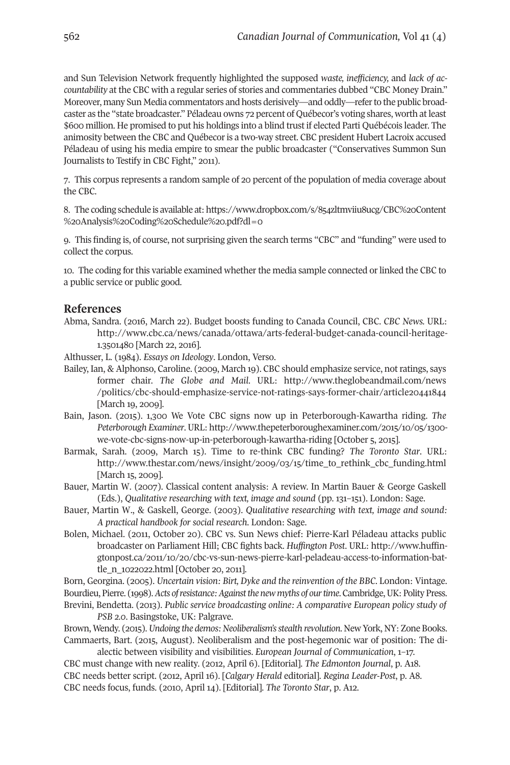and Sun Television Network frequently highlighted the supposed *waste, inefficiency,* and *lack of accountability* at the CBC with a regular series of stories and commentaries dubbed "CBC Money Drain." Moreover, many Sun Media commentators and hosts derisively—and oddly—refer to the public broadcaster as the "state broadcaster." Péladeau owns 72 percent of Québecor's voting shares, worth at least $600 million. He promised to put his holdings into a blind trust if elected Parti Québécois leader. The animosity between the CBC and Québecor is a two-way street. CBC president Hubert Lacroix accused Péladeau of using his media empire to smear the public broadcaster ("Conservatives Summon Sun Journalists to Testify in CBC Fight," 2011).

7. This corpus represents a random sample of 20 percent of the population of media coverage about the CBC.

8. The coding schedule is available at: https://www.dropbox.com/s/854zltmviiu8ucg/CBC%20Content%20Analysis%20Coding%20Schedule%20.pdf?dl=0

9. This finding is, of course, not surprising given the search terms "CBC" and "funding" were used to collect the corpus.

10. The coding for this variable examined whether the media sample connected or linked the CBC to a public service or public good.

## References

Abma, Sandra. (2016, March 22). Budget boosts funding to Canada Council, CBC. *CBC News.* URL: http://www.cbc.ca/news/canada/ottawa/arts-federal-budget-canada-council-heritage-1.3501480 [March 22, 2016].

Althusser, L. (1984). *Essays on Ideology*. London, Verso.

Bailey, Ian, & Alphonso, Caroline. (2009, March 19). CBC should emphasize service, not ratings, says former chair. *The Globe and Mail.* URL: http://www.theglobeandmail.com/news/politics/cbc-should-emphasize-service-not-ratings-says-former-chair/article20441844 [March 19, 2009].

Bain, Jason. (2015). 1,300 We Vote CBC signs now up in Peterborough-Kawartha riding. *The Peterborough Examiner*. URL: http://www.thepeterboroughexaminer.com/2015/10/05/1300-we-vote-cbc-signs-now-up-in-peterborough-kawartha-riding [October 5, 2015].

Barmak, Sarah. (2009, March 15). Time to re-think CBC funding? *The Toronto Star*. URL: http://www.thestar.com/news/insight/2009/03/15/time_to_rethink_cbc_funding.html [March 15, 2009].

Bauer, Martin W. (2007). Classical content analysis: A review. In Martin Bauer & George Gaskell (Eds.), *Qualitative researching with text, image and sound* (pp. 131–151). London: Sage.

Bauer, Martin W., & Gaskell, George. (2003). *Qualitative researching with text, image and sound: A practical handbook for social research*. London: Sage.

Bolen, Michael. (2011, October 20). CBC vs. Sun News chief: Pierre-Karl Péladeau attacks public broadcaster on Parliament Hill; CBC fights back. *Huffington Post*. URL: http://www.huffingtonpost.ca/2011/10/20/cbc-vs-sun-news-pierre-karl-peladeau-access-to-information-battle_n_1022022.html [October 20, 2011].

Born, Georgina. (2005). *Uncertain vision: Birt, Dyke and the reinvention of the BBC*. London: Vintage.

Bourdieu, Pierre. (1998). *Acts of resistance: Against the new myths of our time*. Cambridge, UK: Polity Press.

Brevini, Bendetta. (2013). *Public service broadcasting online: A comparative European policy study of PSB 2.0*. Basingstoke, UK: Palgrave.

Brown, Wendy. (2015). *Undoing the demos: Neoliberalism's stealth revolution*. New York, NY: Zone Books.

Cammaerts, Bart. (2015, August). Neoliberalism and the post-hegemonic war of position: The dialectic between visibility and visibilities. *European Journal of Communication*, 1–17.

CBC must change with new reality. (2012, April 6). [Editorial]. *The Edmonton Journal*, p. A18.

CBC needs better script. (2012, April 16). [*Calgary Herald* editorial]. *Regina Leader-Post*, p. A8.

CBC needs focus, funds. (2010, April 14). [Editorial]. *The Toronto Star*, p. A12.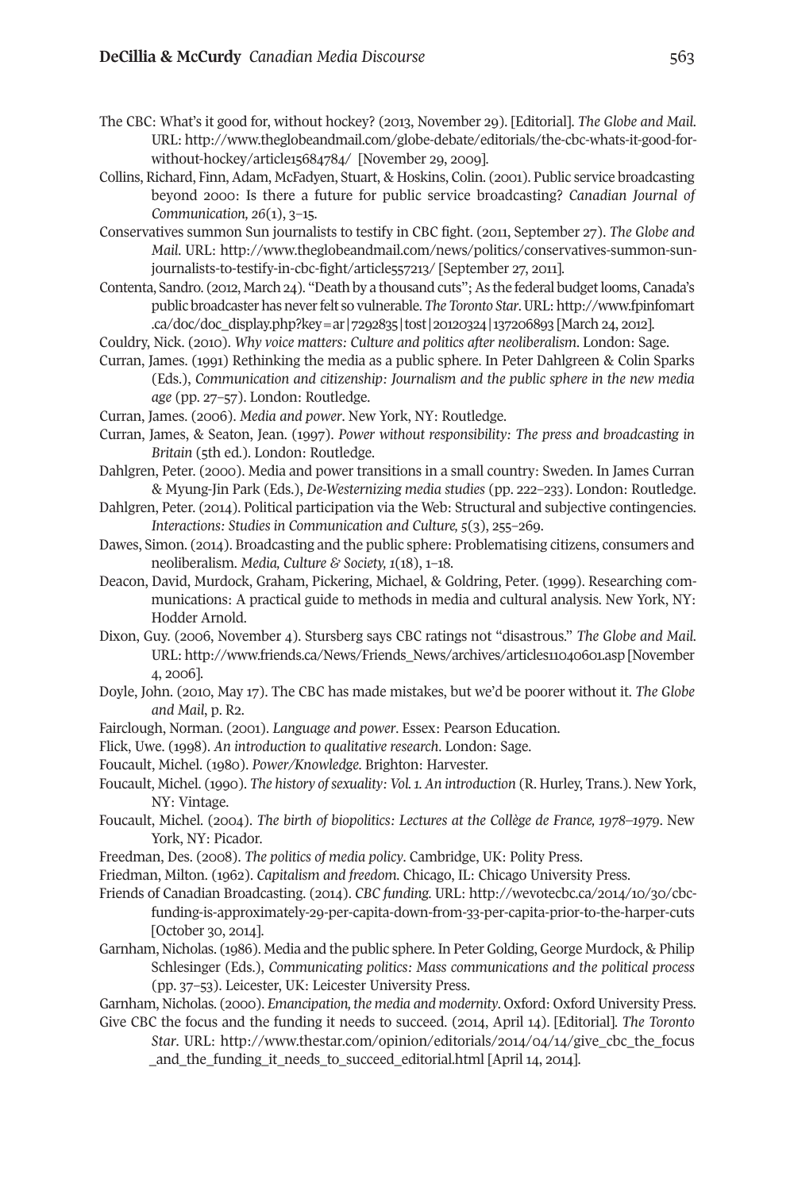The CBC: What's it good for, without hockey? (2013, November 29). [Editorial]. *The Globe and Mail*. URL: http://www.theglobeandmail.com/globe-debate/editorials/the-cbc-whats-it-good-for-without-hockey/article15684784/ [November 29, 2009].

Collins, Richard, Finn, Adam, McFadyen, Stuart, & Hoskins, Colin. (2001). Public service broadcasting beyond 2000: Is there a future for public service broadcasting? *Canadian Journal of Communication, 26*(1), 3–15.

Conservatives summon Sun journalists to testify in CBC fight. (2011, September 27). *The Globe and Mail*. URL: http://www.theglobeandmail.com/news/politics/conservatives-summon-sun-journalists-to-testify-in-cbc-fight/article557213/ [September 27, 2011].

Contenta, Sandro. (2012, March 24). "Death by a thousand cuts"; As the federal budget looms, Canada's public broadcaster has never felt so vulnerable. *The Toronto Star*. URL: http://www.fpinfomart.ca/doc/doc_display.php?key=ar|7292835|tost|20120324|137206893 [March 24, 2012].

Couldry, Nick. (2010). *Why voice matters: Culture and politics after neoliberalism*. London: Sage.

Curran, James. (1991) Rethinking the media as a public sphere. In Peter Dahlgreen & Colin Sparks (Eds.), *Communication and citizenship: Journalism and the public sphere in the new media age* (pp. 27–57). London: Routledge.

Curran, James. (2006). *Media and power*. New York, NY: Routledge.

Curran, James, & Seaton, Jean. (1997). *Power without responsibility: The press and broadcasting in Britain* (5th ed.). London: Routledge.

Dahlgren, Peter. (2000). Media and power transitions in a small country: Sweden. In James Curran & Myung-Jin Park (Eds.), *De-Westernizing media studies* (pp. 222–233). London: Routledge.

Dahlgren, Peter. (2014). Political participation via the Web: Structural and subjective contingencies. *Interactions: Studies in Communication and Culture, 5*(3), 255–269.

Dawes, Simon. (2014). Broadcasting and the public sphere: Problematising citizens, consumers and neoliberalism. *Media, Culture & Society, 1*(18), 1–18.

Deacon, David, Murdock, Graham, Pickering, Michael, & Goldring, Peter. (1999). Researching communications: A practical guide to methods in media and cultural analysis. New York, NY: Hodder Arnold.

Dixon, Guy. (2006, November 4). Stursberg says CBC ratings not "disastrous." *The Globe and Mail*. URL: http://www.friends.ca/News/Friends_News/archives/articles11040601.asp [November 4, 2006].

Doyle, John. (2010, May 17). The CBC has made mistakes, but we'd be poorer without it. *The Globe and Mail*, p. R2.

Fairclough, Norman. (2001). *Language and power*. Essex: Pearson Education.

Flick, Uwe. (1998). *An introduction to qualitative research*. London: Sage.

Foucault, Michel. (1980). *Power/Knowledge*. Brighton: Harvester.

Foucault, Michel. (1990). *The history of sexuality: Vol. 1. An introduction* (R. Hurley, Trans.). New York, NY: Vintage.

Foucault, Michel. (2004). *The birth of biopolitics: Lectures at the Collège de France, 1978–1979*. New York, NY: Picador.

Freedman, Des. (2008). *The politics of media policy*. Cambridge, UK: Polity Press.

Friedman, Milton. (1962). *Capitalism and freedom*. Chicago, IL: Chicago University Press.

Friends of Canadian Broadcasting. (2014). *CBC funding*. URL: http://wevotecbc.ca/2014/10/30/cbc-funding-is-approximately-29-per-capita-down-from-33-per-capita-prior-to-the-harper-cuts [October 30, 2014].

Garnham, Nicholas. (1986). Media and the public sphere. In Peter Golding, George Murdock, & Philip Schlesinger (Eds.), *Communicating politics: Mass communications and the political process* (pp. 37–53). Leicester, UK: Leicester University Press.

Garnham, Nicholas. (2000). *Emancipation, the media and modernity*. Oxford: Oxford University Press.

Give CBC the focus and the funding it needs to succeed. (2014, April 14). [Editorial]. *The Toronto Star*. URL: http://www.thestar.com/opinion/editorials/2014/04/14/give_cbc_the_focus_and_the_funding_it_needs_to_succeed_editorial.html [April 14, 2014].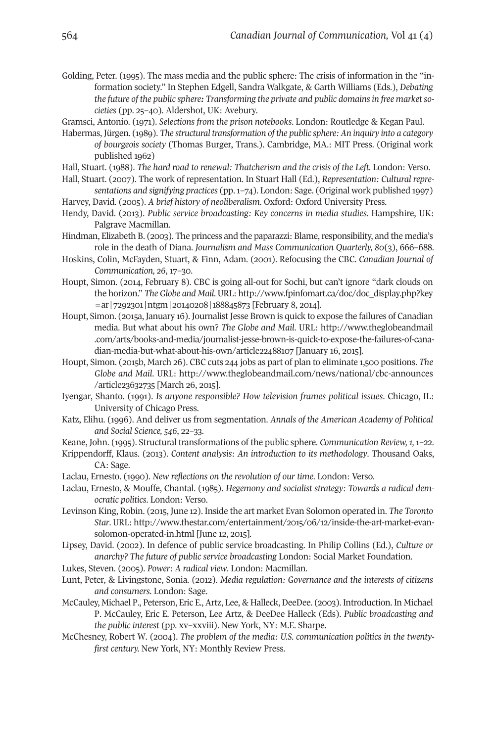Golding, Peter. (1995). The mass media and the public sphere: The crisis of information in the "information society." In Stephen Edgell, Sandra Walkgate, & Garth Williams (Eds.), *Debating the future of the public sphere: Transforming the private and public domains in free market societies* (pp. 25–40). Aldershot, UK: Avebury.

Gramsci, Antonio. (1971). *Selections from the prison notebooks*. London: Routledge & Kegan Paul.

Habermas, Jürgen. (1989). *The structural transformation of the public sphere: An inquiry into a category of bourgeois society* (Thomas Burger, Trans.). Cambridge, MA.: MIT Press. (Original work published 1962)

Hall, Stuart. (1988). *The hard road to renewal: Thatcherism and the crisis of the Left*. London: Verso.

Hall, Stuart. (2007). The work of representation. In Stuart Hall (Ed.), *Representation: Cultural representations and signifying practices* (pp. 1–74). London: Sage. (Original work published 1997)

Harvey, David. (2005). *A brief history of neoliberalism*. Oxford: Oxford University Press.

Hendy, David. (2013). *Public service broadcasting: Key concerns in media studies*. Hampshire, UK: Palgrave Macmillan.

Hindman, Elizabeth B. (2003). The princess and the paparazzi: Blame, responsibility, and the media's role in the death of Diana. *Journalism and Mass Communication Quarterly, 80*(3), 666–688.

Hoskins, Colin, McFayden, Stuart, & Finn, Adam. (2001). Refocusing the CBC. *Canadian Journal of Communication, 26*, 17–30.

Houpt, Simon. (2014, February 8). CBC is going all-out for Sochi, but can't ignore "dark clouds on the horizon." *The Globe and Mail*. URL: http://www.fpinfomart.ca/doc/doc_display.php?key=ar|7292301|ntgm|20140208|188845873 [February 8, 2014].

Houpt, Simon. (2015a, January 16). Journalist Jesse Brown is quick to expose the failures of Canadian media. But what about his own? *The Globe and Mail*. URL: http://www.theglobeandmail.com/arts/books-and-media/journalist-jesse-brown-is-quick-to-expose-the-failures-of-canadian-media-but-what-about-his-own/article22488107 [January 16, 2015].

Houpt, Simon. (2015b, March 26). CBC cuts 244 jobs as part of plan to eliminate 1,500 positions. *The Globe and Mail*. URL: http://www.theglobeandmail.com/news/national/cbc-announces/article23632735 [March 26, 2015].

Iyengar, Shanto. (1991). *Is anyone responsible? How television frames political issues*. Chicago, IL: University of Chicago Press.

Katz, Elihu. (1996). And deliver us from segmentation. *Annals of the American Academy of Political and Social Science, 546*, 22–33.

Keane, John. (1995). Structural transformations of the public sphere. *Communication Review, 1*, 1–22.

Krippendorff, Klaus. (2013). *Content analysis: An introduction to its methodology*. Thousand Oaks, CA: Sage.

Laclau, Ernesto. (1990). *New reflections on the revolution of our time*. London: Verso.

Laclau, Ernesto, & Mouffe, Chantal. (1985). *Hegemony and socialist strategy: Towards a radical democratic politics*. London: Verso.

Levinson King, Robin. (2015, June 12). Inside the art market Evan Solomon operated in. *The Toronto Star*. URL: http://www.thestar.com/entertainment/2015/06/12/inside-the-art-market-evan-solomon-operated-in.html [June 12, 2015].

Lipsey, David. (2002). In defence of public service broadcasting. In Philip Collins (Ed.), *Culture or anarchy? The future of public service broadcasting* London: Social Market Foundation.

Lukes, Steven. (2005). *Power: A radical view*. London: Macmillan.

Lunt, Peter, & Livingstone, Sonia. (2012). *Media regulation: Governance and the interests of citizens and consumers*. London: Sage.

McCauley, Michael P., Peterson, Eric E., Artz, Lee, & Halleck, DeeDee. (2003). Introduction. In Michael P. McCauley, Eric E. Peterson, Lee Artz, & DeeDee Halleck (Eds). *Public broadcasting and the public interest* (pp. xv–xxviii). New York, NY: M.E. Sharpe.

McChesney, Robert W. (2004). *The problem of the media: U.S. communication politics in the twenty-first century*. New York, NY: Monthly Review Press.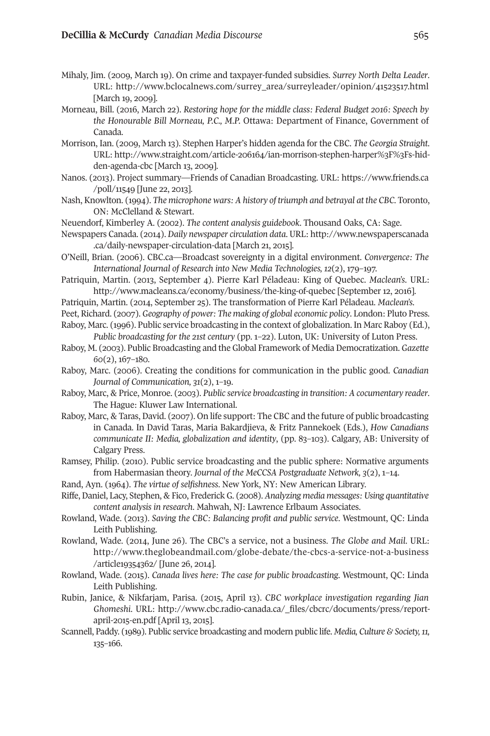Mihaly, Jim. (2009, March 19). On crime and taxpayer-funded subsidies. *Surrey North Delta Leader*. URL: http://www.bclocalnews.com/surrey_area/surreyleader/opinion/41523517.html [March 19, 2009].

Morneau, Bill. (2016, March 22). *Restoring hope for the middle class: Federal Budget 2016: Speech by the Honourable Bill Morneau, P.C., M.P.* Ottawa: Department of Finance, Government of Canada.

Morrison, Ian. (2009, March 13). Stephen Harper's hidden agenda for the CBC. *The Georgia Straight*. URL: http://www.straight.com/article-206164/ian-morrison-stephen-harper%3F%3Fs-hidden-agenda-cbc [March 13, 2009].

Nanos. (2013). Project summary—Friends of Canadian Broadcasting. URL: https://www.friends.ca/poll/11549 [June 22, 2013].

Nash, Knowlton. (1994). *The microphone wars: A history of triumph and betrayal at the CBC*. Toronto, ON: McClelland & Stewart.

Neuendorf, Kimberley A. (2002). *The content analysis guidebook*. Thousand Oaks, CA: Sage.

Newspapers Canada. (2014). *Daily newspaper circulation data*. URL: http://www.newspaperscanada.ca/daily-newspaper-circulation-data [March 21, 2015].

O'Neill, Brian. (2006). CBC.ca—Broadcast sovereignty in a digital environment. *Convergence: The International Journal of Research into New Media Technologies, 12*(2), 179–197.

Patriquin, Martin. (2013, September 4). Pierre Karl Péladeau: King of Quebec. *Maclean's*. URL: http://www.macleans.ca/economy/business/the-king-of-quebec [September 12, 2016].

Patriquin, Martin. (2014, September 25). The transformation of Pierre Karl Péladeau. *Maclean's*.

Peet, Richard. (2007). *Geography of power: The making of global economic policy*. London: Pluto Press.

Raboy, Marc. (1996). Public service broadcasting in the context of globalization. In Marc Raboy (Ed.), *Public broadcasting for the 21st century* (pp. 1–22). Luton, UK: University of Luton Press.

Raboy, M. (2003). Public Broadcasting and the Global Framework of Media Democratization. *Gazette 60*(2), 167–180.

Raboy, Marc. (2006). Creating the conditions for communication in the public good. *Canadian Journal of Communication, 31*(2), 1–19.

Raboy, Marc, & Price, Monroe. (2003). *Public service broadcasting in transition: A cocumentary reader*. The Hague: Kluwer Law International.

Raboy, Marc, & Taras, David. (2007). On life support: The CBC and the future of public broadcasting in Canada. In David Taras, Maria Bakardjieva, & Fritz Pannekoek (Eds.), *How Canadians communicate II: Media, globalization and identity*, (pp. 83–103). Calgary, AB: University of Calgary Press.

Ramsey, Philip. (2010). Public service broadcasting and the public sphere: Normative arguments from Habermasian theory. *Journal of the MeCCSA Postgraduate Network, 3*(2), 1–14.

Rand, Ayn. (1964). *The virtue of selfishness*. New York, NY: New American Library.

Riffe, Daniel, Lacy, Stephen, & Fico, Frederick G. (2008). *Analyzing media messages: Using quantitative content analysis in research*. Mahwah, NJ: Lawrence Erlbaum Associates.

Rowland, Wade. (2013). *Saving the CBC: Balancing profit and public service*. Westmount, QC: Linda Leith Publishing.

Rowland, Wade. (2014, June 26). The CBC's a service, not a business. *The Globe and Mail*. URL: http://www.theglobeandmail.com/globe-debate/the-cbcs-a-service-not-a-business/article19354362/ [June 26, 2014].

Rowland, Wade. (2015). *Canada lives here: The case for public broadcasting*. Westmount, QC: Linda Leith Publishing.

Rubin, Janice, & Nikfarjam, Parisa. (2015, April 13). *CBC workplace investigation regarding Jian Ghomeshi*. URL: http://www.cbc.radio-canada.ca/_files/cbcrc/documents/press/report-april-2015-en.pdf [April 13, 2015].

Scannell, Paddy. (1989). Public service broadcasting and modern public life. *Media, Culture & Society, 11*, 135–166.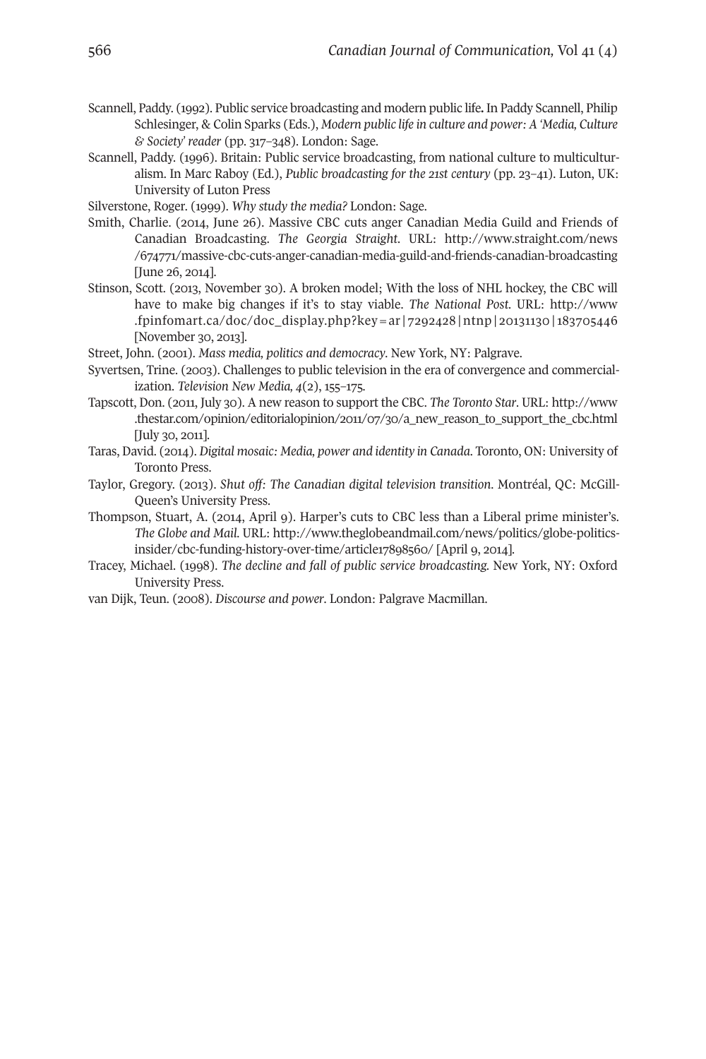Scannell, Paddy. (1992). Public service broadcasting and modern public life. In Paddy Scannell, Philip Schlesinger, & Colin Sparks (Eds.), *Modern public life in culture and power: A 'Media, Culture & Society' reader* (pp. 317–348). London: Sage.

Scannell, Paddy. (1996). Britain: Public service broadcasting, from national culture to multiculturalism. In Marc Raboy (Ed.), *Public broadcasting for the 21st century* (pp. 23–41). Luton, UK: University of Luton Press

Silverstone, Roger. (1999). *Why study the media?* London: Sage.

Smith, Charlie. (2014, June 26). Massive CBC cuts anger Canadian Media Guild and Friends of Canadian Broadcasting. *The Georgia Straight*. URL: http://www.straight.com/news/674771/massive-cbc-cuts-anger-canadian-media-guild-and-friends-canadian-broadcasting [June 26, 2014].

Stinson, Scott. (2013, November 30). A broken model; With the loss of NHL hockey, the CBC will have to make big changes if it's to stay viable. *The National Post*. URL: http://www.fpinfomart.ca/doc/doc_display.php?key=ar|7292428|ntnp|20131130|183705446 [November 30, 2013].

Street, John. (2001). *Mass media, politics and democracy*. New York, NY: Palgrave.

Syvertsen, Trine. (2003). Challenges to public television in the era of convergence and commercialization. *Television New Media, 4*(2), 155–175.

Tapscott, Don. (2011, July 30). A new reason to support the CBC. *The Toronto Star*. URL: http://www.thestar.com/opinion/editorialopinion/2011/07/30/a_new_reason_to_support_the_cbc.html [July 30, 2011].

Taras, David. (2014). *Digital mosaic: Media, power and identity in Canada*. Toronto, ON: University of Toronto Press.

Taylor, Gregory. (2013). *Shut off: The Canadian digital television transition*. Montréal, QC: McGill-Queen's University Press.

Thompson, Stuart, A. (2014, April 9). Harper's cuts to CBC less than a Liberal prime minister's. *The Globe and Mail*. URL: http://www.theglobeandmail.com/news/politics/globe-politics-insider/cbc-funding-history-over-time/article17898560/ [April 9, 2014].

Tracey, Michael. (1998). *The decline and fall of public service broadcasting*. New York, NY: Oxford University Press.

van Dijk, Teun. (2008). *Discourse and power*. London: Palgrave Macmillan.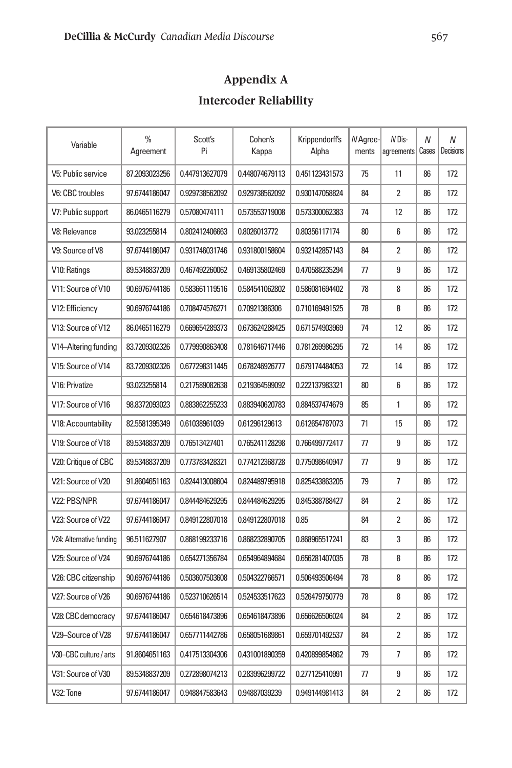## Appendix A

### Intercoder Reliability

| Variable | % Agreement | Scott's Pi | Cohen's Kappa | Krippendorff's Alpha | N Agreements | N Disagreements | N Cases | N Decisions |
|---|---|---|---|---|---|---|---|---|
| V5: Public service | 87.2093023256 | 0.447913627079 | 0.448074679113 | 0.451123431573 | 75 | 11 | 86 | 172 |
| V6: CBC troubles | 97.6744186047 | 0.929738562092 | 0.929738562092 | 0.930147058824 | 84 | 2 | 86 | 172 |
| V7: Public support | 86.0465116279 | 0.57080474111 | 0.573553719008 | 0.573300062383 | 74 | 12 | 86 | 172 |
| V8: Relevance | 93.023255814 | 0.802412406663 | 0.8026013772 | 0.80356117174 | 80 | 6 | 86 | 172 |
| V9: Source of V8 | 97.6744186047 | 0.931746031746 | 0.931800158604 | 0.932142857143 | 84 | 2 | 86 | 172 |
| V10: Ratings | 89.5348837209 | 0.467492260062 | 0.469135802469 | 0.470588235294 | 77 | 9 | 86 | 172 |
| V11: Source of V10 | 90.6976744186 | 0.583661119516 | 0.584541062802 | 0.586081694402 | 78 | 8 | 86 | 172 |
| V12: Efficiency | 90.6976744186 | 0.708474576271 | 0.70921386306 | 0.710169491525 | 78 | 8 | 86 | 172 |
| V13: Source of V12 | 86.0465116279 | 0.669654289373 | 0.673624288425 | 0.671574903969 | 74 | 12 | 86 | 172 |
| V14–Altering funding | 83.7209302326 | 0.779990863408 | 0.781646717446 | 0.781269986295 | 72 | 14 | 86 | 172 |
| V15: Source of V14 | 83.7209302326 | 0.677298311445 | 0.678246926777 | 0.679174484053 | 72 | 14 | 86 | 172 |
| V16: Privatize | 93.023255814 | 0.217589082638 | 0.219364599092 | 0.222137983321 | 80 | 6 | 86 | 172 |
| V17: Source of V16 | 98.8372093023 | 0.883862255233 | 0.883940620783 | 0.884537474679 | 85 | 1 | 86 | 172 |
| V18: Accountability | 82.5581395349 | 0.61038961039 | 0.61296129613 | 0.612654787073 | 71 | 15 | 86 | 172 |
| V19: Source of V18 | 89.5348837209 | 0.76513427401 | 0.765241128298 | 0.766499772417 | 77 | 9 | 86 | 172 |
| V20: Critique of CBC | 89.5348837209 | 0.773783428321 | 0.774212368728 | 0.775098640947 | 77 | 9 | 86 | 172 |
| V21: Source of V20 | 91.8604651163 | 0.824413008604 | 0.824489795918 | 0.825433863205 | 79 | 7 | 86 | 172 |
| V22: PBS/NPR | 97.6744186047 | 0.844484629295 | 0.844484629295 | 0.845388788427 | 84 | 2 | 86 | 172 |
| V23: Source of V22 | 97.6744186047 | 0.849122807018 | 0.849122807018 | 0.85 | 84 | 2 | 86 | 172 |
| V24: Alternative funding | 96.511627907 | 0.868199233716 | 0.868232890705 | 0.868965517241 | 83 | 3 | 86 | 172 |
| V25: Source of V24 | 90.6976744186 | 0.654271356784 | 0.654964894684 | 0.656281407035 | 78 | 8 | 86 | 172 |
| V26: CBC citizenship | 90.6976744186 | 0.503607503608 | 0.504322766571 | 0.506493506494 | 78 | 8 | 86 | 172 |
| V27: Source of V26 | 90.6976744186 | 0.523710626514 | 0.524533517623 | 0.526479750779 | 78 | 8 | 86 | 172 |
| V28: CBC democracy | 97.6744186047 | 0.654618473896 | 0.654618473896 | 0.656626506024 | 84 | 2 | 86 | 172 |
| V29–Source of V28 | 97.6744186047 | 0.657711442786 | 0.658051689861 | 0.659701492537 | 84 | 2 | 86 | 172 |
| V30–CBC culture / arts | 91.8604651163 | 0.417513304306 | 0.431001890359 | 0.420899854862 | 79 | 7 | 86 | 172 |
| V31: Source of V30 | 89.5348837209 | 0.272898074213 | 0.283996299722 | 0.277125410991 | 77 | 9 | 86 | 172 |
| V32: Tone | 97.6744186047 | 0.948847583643 | 0.94887039239 | 0.949144981413 | 84 | 2 | 86 | 172 |